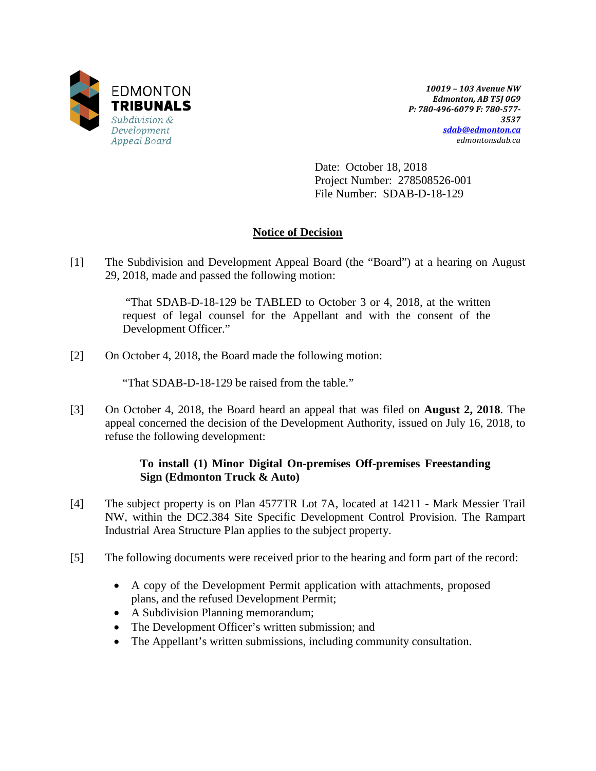EDMONTON
**TRIBUNALS**
*Subdivision & Development Appeal Board*

*10019 – 103 Avenue NW*
*Edmonton, AB T5J 0G9*
*P: 780-496-6079 F: 780-577-3537*
*sdab@edmonton.ca*
*edmontonsdab.ca*

Date: October 18, 2018
Project Number: 278508526-001
File Number: SDAB-D-18-129

## Notice of Decision

[1] The Subdivision and Development Appeal Board (the "Board") at a hearing on August 29, 2018, made and passed the following motion:

> "That SDAB-D-18-129 be TABLED to October 3 or 4, 2018, at the written request of legal counsel for the Appellant and with the consent of the Development Officer."

[2] On October 4, 2018, the Board made the following motion:

> "That SDAB-D-18-129 be raised from the table."

[3] On October 4, 2018, the Board heard an appeal that was filed on **August 2, 2018**. The appeal concerned the decision of the Development Authority, issued on July 16, 2018, to refuse the following development:

> **To install (1) Minor Digital On-premises Off-premises Freestanding Sign (Edmonton Truck & Auto)**

[4] The subject property is on Plan 4577TR Lot 7A, located at 14211 - Mark Messier Trail NW, within the DC2.384 Site Specific Development Control Provision. The Rampart Industrial Area Structure Plan applies to the subject property.

[5] The following documents were received prior to the hearing and form part of the record:

- A copy of the Development Permit application with attachments, proposed plans, and the refused Development Permit;
- A Subdivision Planning memorandum;
- The Development Officer's written submission; and
- The Appellant's written submissions, including community consultation.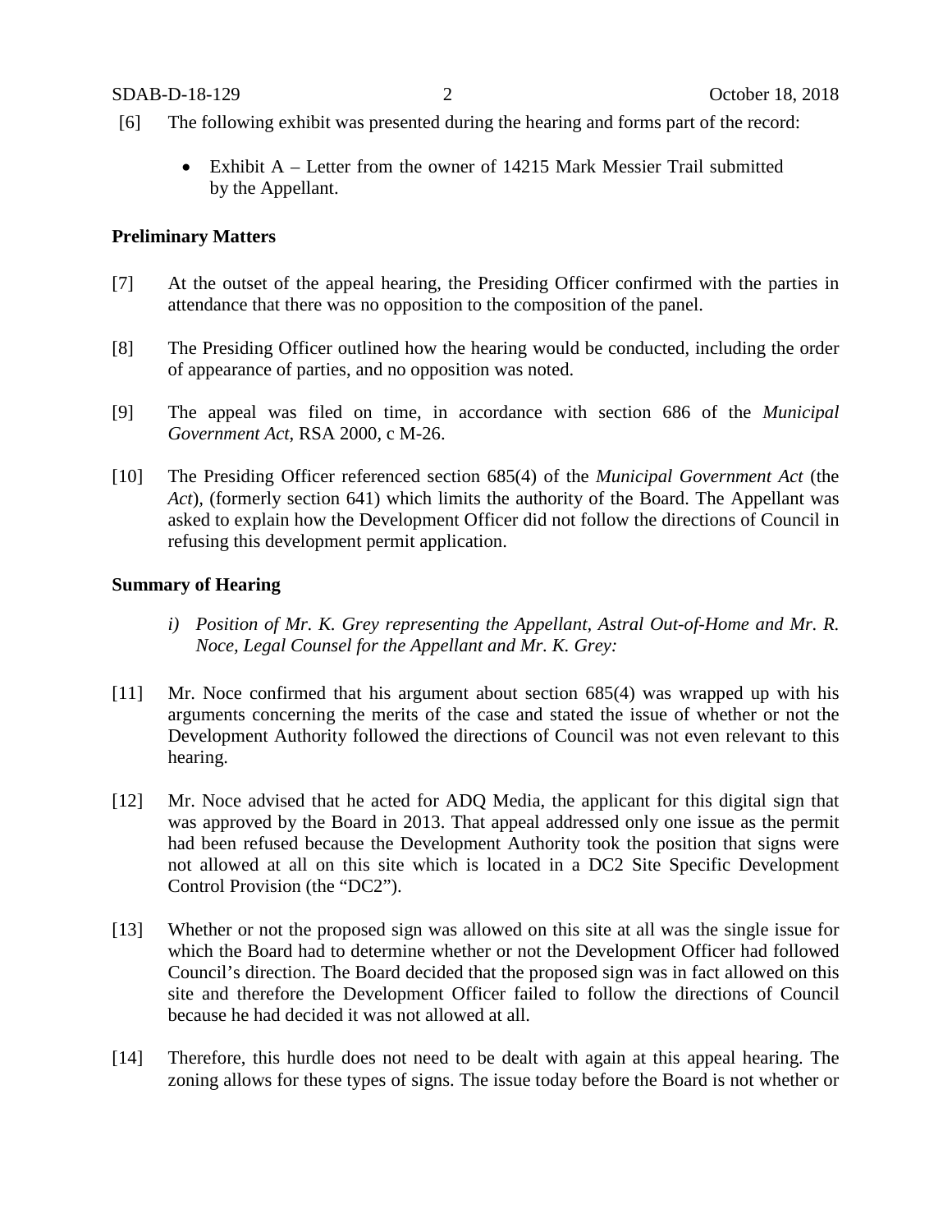[6] The following exhibit was presented during the hearing and forms part of the record:

- Exhibit A – Letter from the owner of 14215 Mark Messier Trail submitted by the Appellant.

**Preliminary Matters**

[7] At the outset of the appeal hearing, the Presiding Officer confirmed with the parties in attendance that there was no opposition to the composition of the panel.

[8] The Presiding Officer outlined how the hearing would be conducted, including the order of appearance of parties, and no opposition was noted.

[9] The appeal was filed on time, in accordance with section 686 of the *Municipal Government Act*, RSA 2000, c M-26.

[10] The Presiding Officer referenced section 685(4) of the *Municipal Government Act* (the *Act*), (formerly section 641) which limits the authority of the Board. The Appellant was asked to explain how the Development Officer did not follow the directions of Council in refusing this development permit application.

**Summary of Hearing**

*i) Position of Mr. K. Grey representing the Appellant, Astral Out-of-Home and Mr. R. Noce, Legal Counsel for the Appellant and Mr. K. Grey:*

[11] Mr. Noce confirmed that his argument about section 685(4) was wrapped up with his arguments concerning the merits of the case and stated the issue of whether or not the Development Authority followed the directions of Council was not even relevant to this hearing.

[12] Mr. Noce advised that he acted for ADQ Media, the applicant for this digital sign that was approved by the Board in 2013. That appeal addressed only one issue as the permit had been refused because the Development Authority took the position that signs were not allowed at all on this site which is located in a DC2 Site Specific Development Control Provision (the "DC2").

[13] Whether or not the proposed sign was allowed on this site at all was the single issue for which the Board had to determine whether or not the Development Officer had followed Council's direction. The Board decided that the proposed sign was in fact allowed on this site and therefore the Development Officer failed to follow the directions of Council because he had decided it was not allowed at all.

[14] Therefore, this hurdle does not need to be dealt with again at this appeal hearing. The zoning allows for these types of signs. The issue today before the Board is not whether or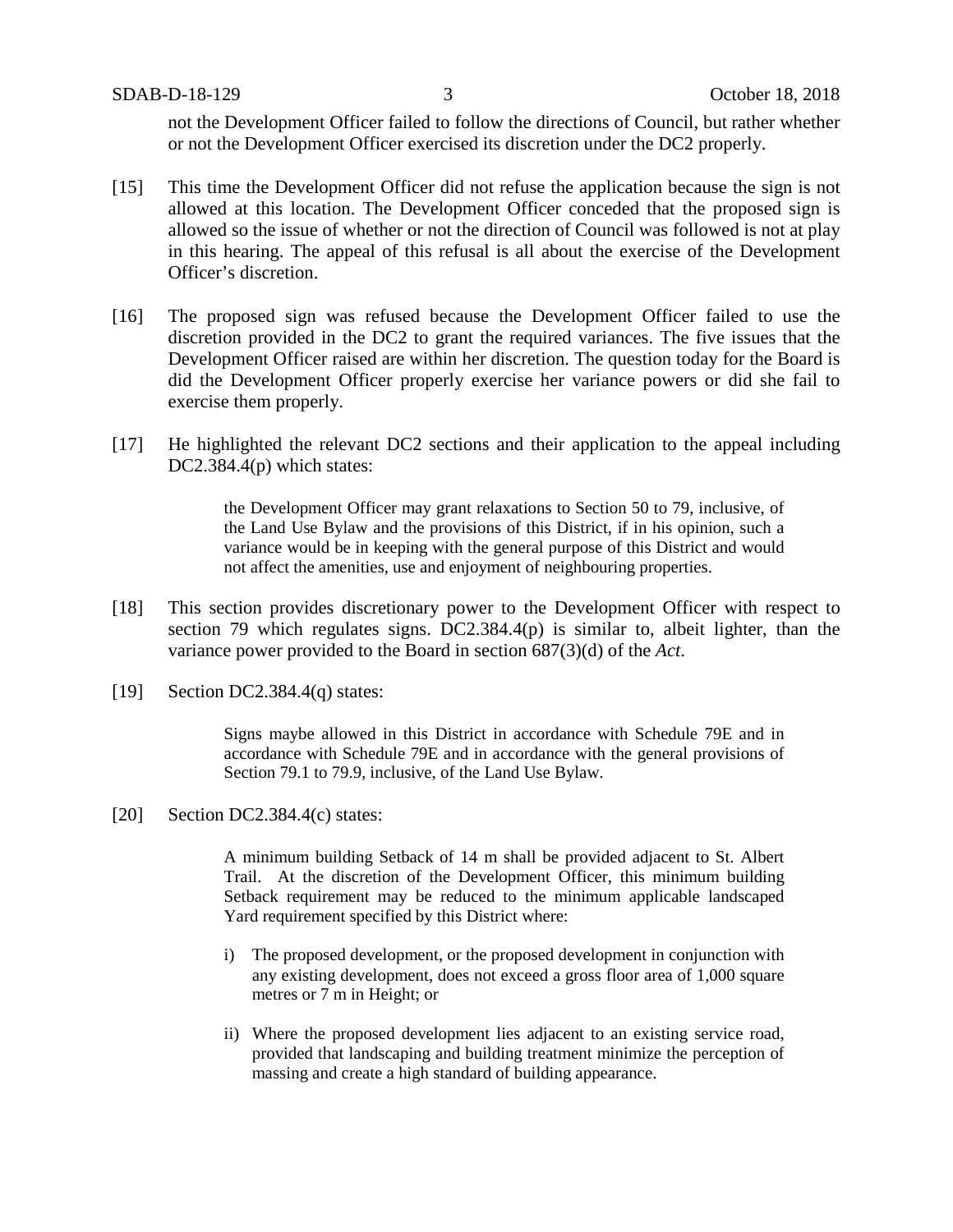not the Development Officer failed to follow the directions of Council, but rather whether or not the Development Officer exercised its discretion under the DC2 properly.

[15] This time the Development Officer did not refuse the application because the sign is not allowed at this location. The Development Officer conceded that the proposed sign is allowed so the issue of whether or not the direction of Council was followed is not at play in this hearing. The appeal of this refusal is all about the exercise of the Development Officer's discretion.

[16] The proposed sign was refused because the Development Officer failed to use the discretion provided in the DC2 to grant the required variances. The five issues that the Development Officer raised are within her discretion. The question today for the Board is did the Development Officer properly exercise her variance powers or did she fail to exercise them properly.

[17] He highlighted the relevant DC2 sections and their application to the appeal including DC2.384.4(p) which states:

> the Development Officer may grant relaxations to Section 50 to 79, inclusive, of the Land Use Bylaw and the provisions of this District, if in his opinion, such a variance would be in keeping with the general purpose of this District and would not affect the amenities, use and enjoyment of neighbouring properties.

[18] This section provides discretionary power to the Development Officer with respect to section 79 which regulates signs. DC2.384.4(p) is similar to, albeit lighter, than the variance power provided to the Board in section 687(3)(d) of the *Act*.

[19] Section DC2.384.4(q) states:

> Signs maybe allowed in this District in accordance with Schedule 79E and in accordance with Schedule 79E and in accordance with the general provisions of Section 79.1 to 79.9, inclusive, of the Land Use Bylaw.

[20] Section DC2.384.4(c) states:

> A minimum building Setback of 14 m shall be provided adjacent to St. Albert Trail. At the discretion of the Development Officer, this minimum building Setback requirement may be reduced to the minimum applicable landscaped Yard requirement specified by this District where:
>
> i) The proposed development, or the proposed development in conjunction with any existing development, does not exceed a gross floor area of 1,000 square metres or 7 m in Height; or
>
> ii) Where the proposed development lies adjacent to an existing service road, provided that landscaping and building treatment minimize the perception of massing and create a high standard of building appearance.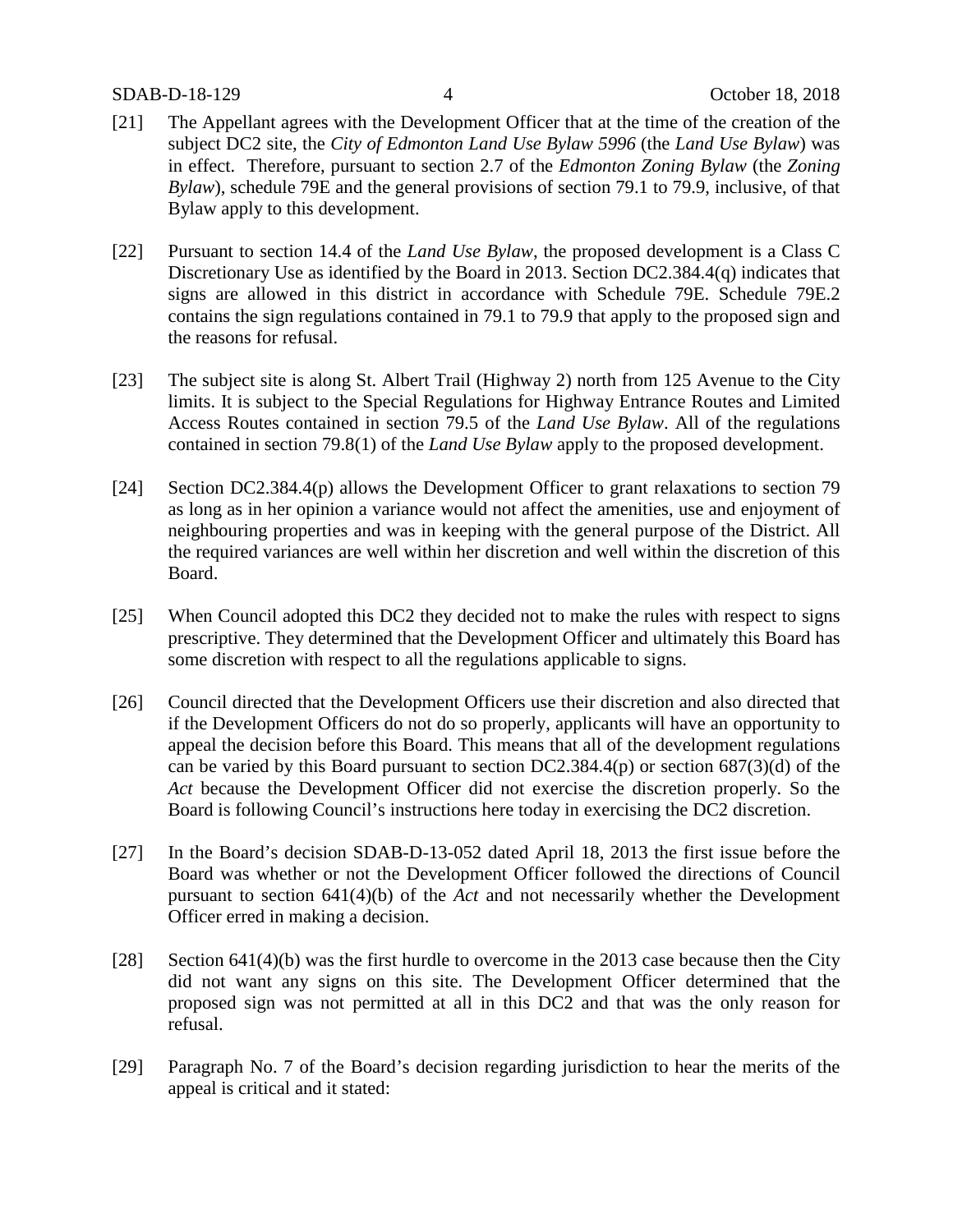[21] The Appellant agrees with the Development Officer that at the time of the creation of the subject DC2 site, the *City of Edmonton Land Use Bylaw 5996* (the *Land Use Bylaw*) was in effect. Therefore, pursuant to section 2.7 of the *Edmonton Zoning Bylaw* (the *Zoning Bylaw*), schedule 79E and the general provisions of section 79.1 to 79.9, inclusive, of that Bylaw apply to this development.

[22] Pursuant to section 14.4 of the *Land Use Bylaw*, the proposed development is a Class C Discretionary Use as identified by the Board in 2013. Section DC2.384.4(q) indicates that signs are allowed in this district in accordance with Schedule 79E. Schedule 79E.2 contains the sign regulations contained in 79.1 to 79.9 that apply to the proposed sign and the reasons for refusal.

[23] The subject site is along St. Albert Trail (Highway 2) north from 125 Avenue to the City limits. It is subject to the Special Regulations for Highway Entrance Routes and Limited Access Routes contained in section 79.5 of the *Land Use Bylaw*. All of the regulations contained in section 79.8(1) of the *Land Use Bylaw* apply to the proposed development.

[24] Section DC2.384.4(p) allows the Development Officer to grant relaxations to section 79 as long as in her opinion a variance would not affect the amenities, use and enjoyment of neighbouring properties and was in keeping with the general purpose of the District. All the required variances are well within her discretion and well within the discretion of this Board.

[25] When Council adopted this DC2 they decided not to make the rules with respect to signs prescriptive. They determined that the Development Officer and ultimately this Board has some discretion with respect to all the regulations applicable to signs.

[26] Council directed that the Development Officers use their discretion and also directed that if the Development Officers do not do so properly, applicants will have an opportunity to appeal the decision before this Board. This means that all of the development regulations can be varied by this Board pursuant to section DC2.384.4(p) or section 687(3)(d) of the *Act* because the Development Officer did not exercise the discretion properly. So the Board is following Council's instructions here today in exercising the DC2 discretion.

[27] In the Board's decision SDAB-D-13-052 dated April 18, 2013 the first issue before the Board was whether or not the Development Officer followed the directions of Council pursuant to section 641(4)(b) of the *Act* and not necessarily whether the Development Officer erred in making a decision.

[28] Section 641(4)(b) was the first hurdle to overcome in the 2013 case because then the City did not want any signs on this site. The Development Officer determined that the proposed sign was not permitted at all in this DC2 and that was the only reason for refusal.

[29] Paragraph No. 7 of the Board's decision regarding jurisdiction to hear the merits of the appeal is critical and it stated: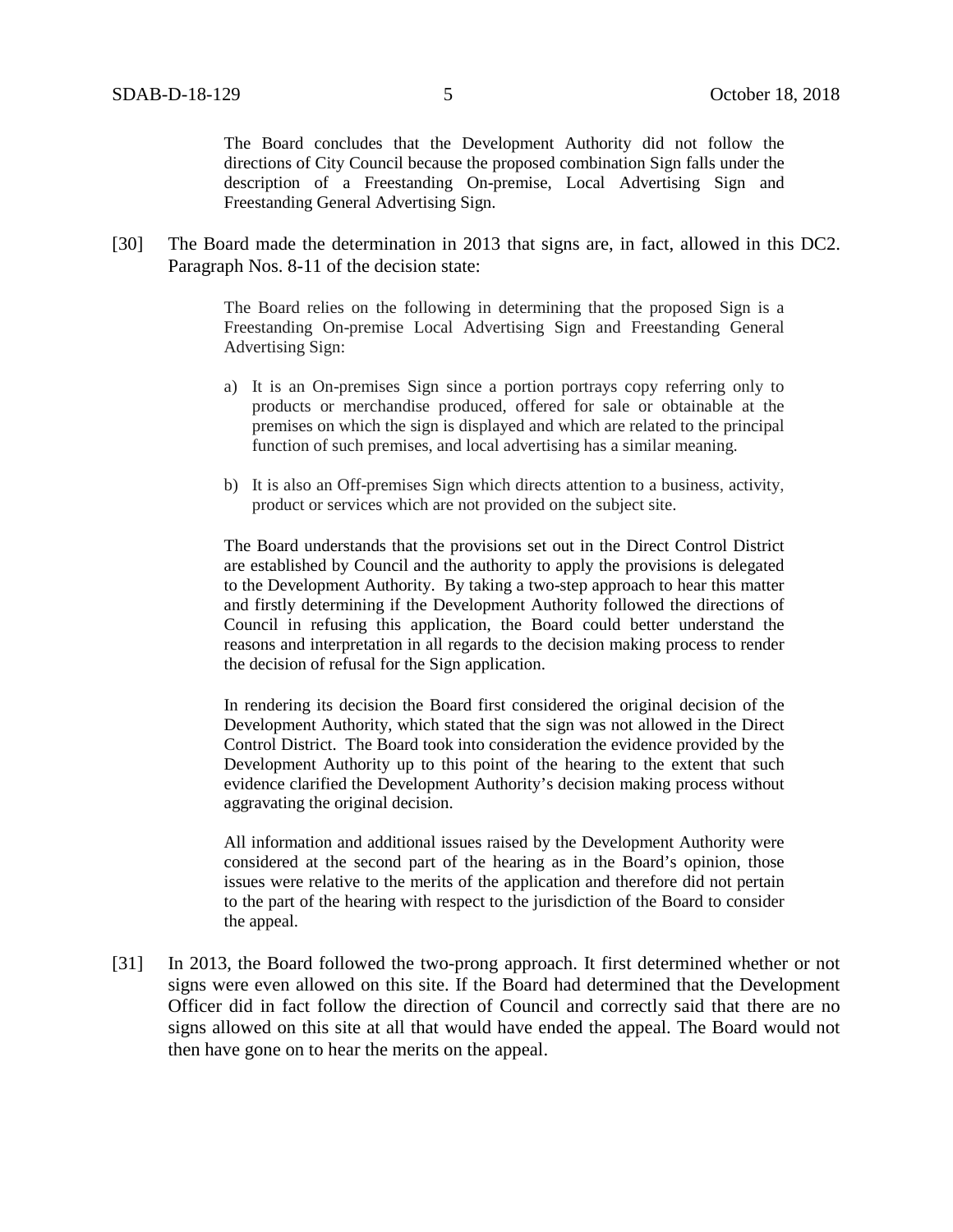> The Board concludes that the Development Authority did not follow the directions of City Council because the proposed combination Sign falls under the description of a Freestanding On-premise, Local Advertising Sign and Freestanding General Advertising Sign.

[30] The Board made the determination in 2013 that signs are, in fact, allowed in this DC2. Paragraph Nos. 8-11 of the decision state:

> The Board relies on the following in determining that the proposed Sign is a Freestanding On-premise Local Advertising Sign and Freestanding General Advertising Sign:
>
> a) It is an On-premises Sign since a portion portrays copy referring only to products or merchandise produced, offered for sale or obtainable at the premises on which the sign is displayed and which are related to the principal function of such premises, and local advertising has a similar meaning.
>
> b) It is also an Off-premises Sign which directs attention to a business, activity, product or services which are not provided on the subject site.
>
> The Board understands that the provisions set out in the Direct Control District are established by Council and the authority to apply the provisions is delegated to the Development Authority. By taking a two-step approach to hear this matter and firstly determining if the Development Authority followed the directions of Council in refusing this application, the Board could better understand the reasons and interpretation in all regards to the decision making process to render the decision of refusal for the Sign application.
>
> In rendering its decision the Board first considered the original decision of the Development Authority, which stated that the sign was not allowed in the Direct Control District. The Board took into consideration the evidence provided by the Development Authority up to this point of the hearing to the extent that such evidence clarified the Development Authority's decision making process without aggravating the original decision.
>
> All information and additional issues raised by the Development Authority were considered at the second part of the hearing as in the Board's opinion, those issues were relative to the merits of the application and therefore did not pertain to the part of the hearing with respect to the jurisdiction of the Board to consider the appeal.

[31] In 2013, the Board followed the two-prong approach. It first determined whether or not signs were even allowed on this site. If the Board had determined that the Development Officer did in fact follow the direction of Council and correctly said that there are no signs allowed on this site at all that would have ended the appeal. The Board would not then have gone on to hear the merits on the appeal.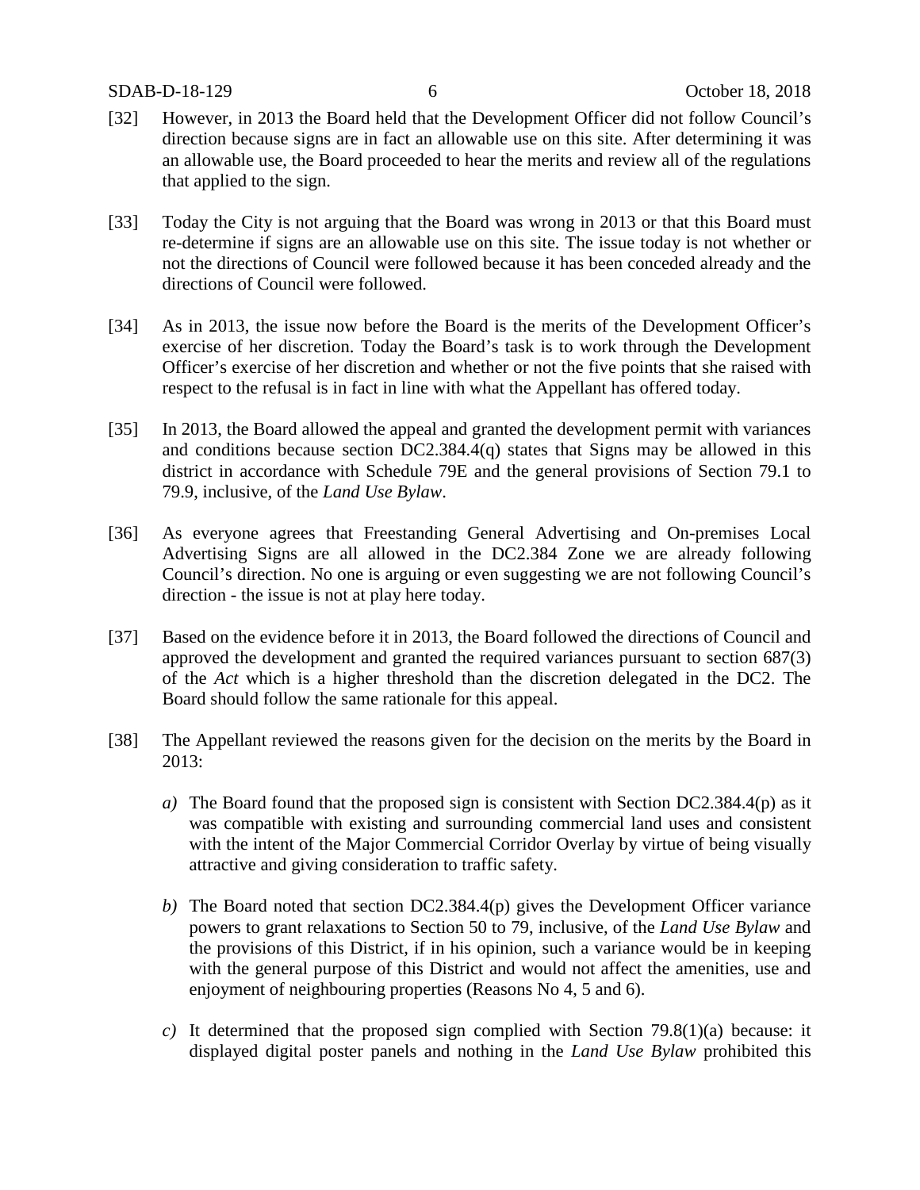[32] However, in 2013 the Board held that the Development Officer did not follow Council's direction because signs are in fact an allowable use on this site. After determining it was an allowable use, the Board proceeded to hear the merits and review all of the regulations that applied to the sign.

[33] Today the City is not arguing that the Board was wrong in 2013 or that this Board must re-determine if signs are an allowable use on this site. The issue today is not whether or not the directions of Council were followed because it has been conceded already and the directions of Council were followed.

[34] As in 2013, the issue now before the Board is the merits of the Development Officer's exercise of her discretion. Today the Board's task is to work through the Development Officer's exercise of her discretion and whether or not the five points that she raised with respect to the refusal is in fact in line with what the Appellant has offered today.

[35] In 2013, the Board allowed the appeal and granted the development permit with variances and conditions because section DC2.384.4(q) states that Signs may be allowed in this district in accordance with Schedule 79E and the general provisions of Section 79.1 to 79.9, inclusive, of the *Land Use Bylaw*.

[36] As everyone agrees that Freestanding General Advertising and On-premises Local Advertising Signs are all allowed in the DC2.384 Zone we are already following Council's direction. No one is arguing or even suggesting we are not following Council's direction - the issue is not at play here today.

[37] Based on the evidence before it in 2013, the Board followed the directions of Council and approved the development and granted the required variances pursuant to section 687(3) of the *Act* which is a higher threshold than the discretion delegated in the DC2. The Board should follow the same rationale for this appeal.

[38] The Appellant reviewed the reasons given for the decision on the merits by the Board in 2013:

*a)* The Board found that the proposed sign is consistent with Section DC2.384.4(p) as it was compatible with existing and surrounding commercial land uses and consistent with the intent of the Major Commercial Corridor Overlay by virtue of being visually attractive and giving consideration to traffic safety.

*b)* The Board noted that section DC2.384.4(p) gives the Development Officer variance powers to grant relaxations to Section 50 to 79, inclusive, of the *Land Use Bylaw* and the provisions of this District, if in his opinion, such a variance would be in keeping with the general purpose of this District and would not affect the amenities, use and enjoyment of neighbouring properties (Reasons No 4, 5 and 6).

*c)* It determined that the proposed sign complied with Section 79.8(1)(a) because: it displayed digital poster panels and nothing in the *Land Use Bylaw* prohibited this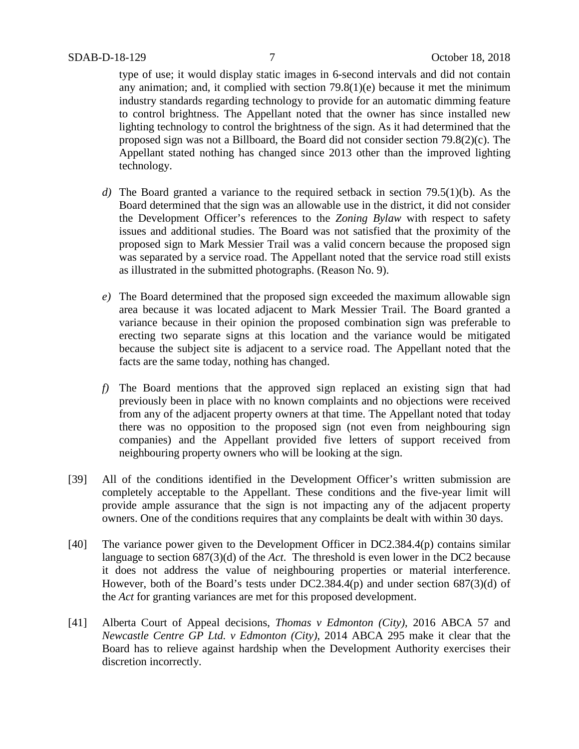type of use; it would display static images in 6-second intervals and did not contain any animation; and, it complied with section 79.8(1)(e) because it met the minimum industry standards regarding technology to provide for an automatic dimming feature to control brightness. The Appellant noted that the owner has since installed new lighting technology to control the brightness of the sign. As it had determined that the proposed sign was not a Billboard, the Board did not consider section 79.8(2)(c). The Appellant stated nothing has changed since 2013 other than the improved lighting technology.

*d)* The Board granted a variance to the required setback in section 79.5(1)(b). As the Board determined that the sign was an allowable use in the district, it did not consider the Development Officer's references to the *Zoning Bylaw* with respect to safety issues and additional studies. The Board was not satisfied that the proximity of the proposed sign to Mark Messier Trail was a valid concern because the proposed sign was separated by a service road. The Appellant noted that the service road still exists as illustrated in the submitted photographs. (Reason No. 9).

*e)* The Board determined that the proposed sign exceeded the maximum allowable sign area because it was located adjacent to Mark Messier Trail. The Board granted a variance because in their opinion the proposed combination sign was preferable to erecting two separate signs at this location and the variance would be mitigated because the subject site is adjacent to a service road. The Appellant noted that the facts are the same today, nothing has changed.

*f)* The Board mentions that the approved sign replaced an existing sign that had previously been in place with no known complaints and no objections were received from any of the adjacent property owners at that time. The Appellant noted that today there was no opposition to the proposed sign (not even from neighbouring sign companies) and the Appellant provided five letters of support received from neighbouring property owners who will be looking at the sign.

[39] All of the conditions identified in the Development Officer's written submission are completely acceptable to the Appellant. These conditions and the five-year limit will provide ample assurance that the sign is not impacting any of the adjacent property owners. One of the conditions requires that any complaints be dealt with within 30 days.

[40] The variance power given to the Development Officer in DC2.384.4(p) contains similar language to section 687(3)(d) of the *Act*. The threshold is even lower in the DC2 because it does not address the value of neighbouring properties or material interference. However, both of the Board's tests under DC2.384.4(p) and under section 687(3)(d) of the *Act* for granting variances are met for this proposed development.

[41] Alberta Court of Appeal decisions, *Thomas v Edmonton (City)*, 2016 ABCA 57 and *Newcastle Centre GP Ltd. v Edmonton (City)*, 2014 ABCA 295 make it clear that the Board has to relieve against hardship when the Development Authority exercises their discretion incorrectly.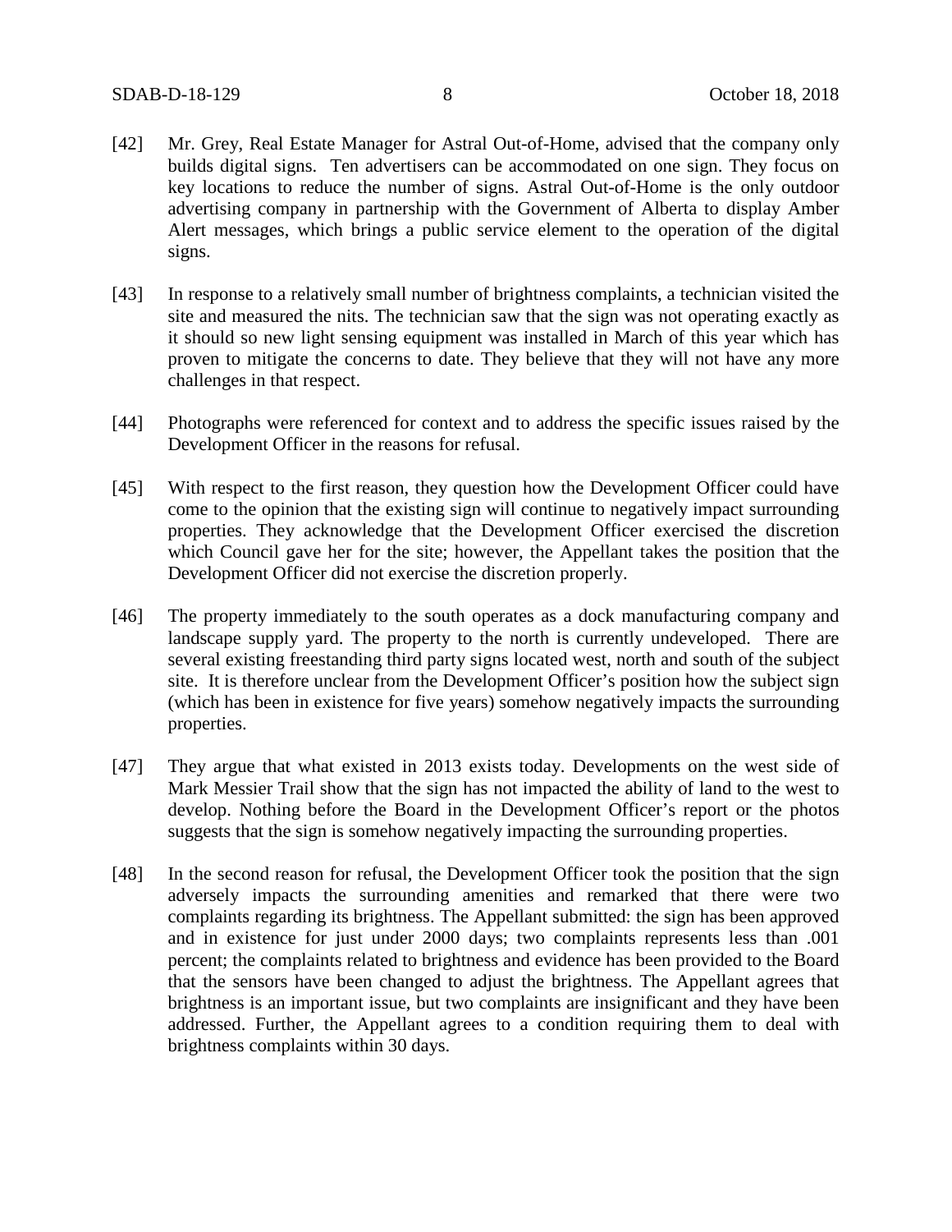[42] Mr. Grey, Real Estate Manager for Astral Out-of-Home, advised that the company only builds digital signs. Ten advertisers can be accommodated on one sign. They focus on key locations to reduce the number of signs. Astral Out-of-Home is the only outdoor advertising company in partnership with the Government of Alberta to display Amber Alert messages, which brings a public service element to the operation of the digital signs.

[43] In response to a relatively small number of brightness complaints, a technician visited the site and measured the nits. The technician saw that the sign was not operating exactly as it should so new light sensing equipment was installed in March of this year which has proven to mitigate the concerns to date. They believe that they will not have any more challenges in that respect.

[44] Photographs were referenced for context and to address the specific issues raised by the Development Officer in the reasons for refusal.

[45] With respect to the first reason, they question how the Development Officer could have come to the opinion that the existing sign will continue to negatively impact surrounding properties. They acknowledge that the Development Officer exercised the discretion which Council gave her for the site; however, the Appellant takes the position that the Development Officer did not exercise the discretion properly.

[46] The property immediately to the south operates as a dock manufacturing company and landscape supply yard. The property to the north is currently undeveloped. There are several existing freestanding third party signs located west, north and south of the subject site. It is therefore unclear from the Development Officer's position how the subject sign (which has been in existence for five years) somehow negatively impacts the surrounding properties.

[47] They argue that what existed in 2013 exists today. Developments on the west side of Mark Messier Trail show that the sign has not impacted the ability of land to the west to develop. Nothing before the Board in the Development Officer's report or the photos suggests that the sign is somehow negatively impacting the surrounding properties.

[48] In the second reason for refusal, the Development Officer took the position that the sign adversely impacts the surrounding amenities and remarked that there were two complaints regarding its brightness. The Appellant submitted: the sign has been approved and in existence for just under 2000 days; two complaints represents less than .001 percent; the complaints related to brightness and evidence has been provided to the Board that the sensors have been changed to adjust the brightness. The Appellant agrees that brightness is an important issue, but two complaints are insignificant and they have been addressed. Further, the Appellant agrees to a condition requiring them to deal with brightness complaints within 30 days.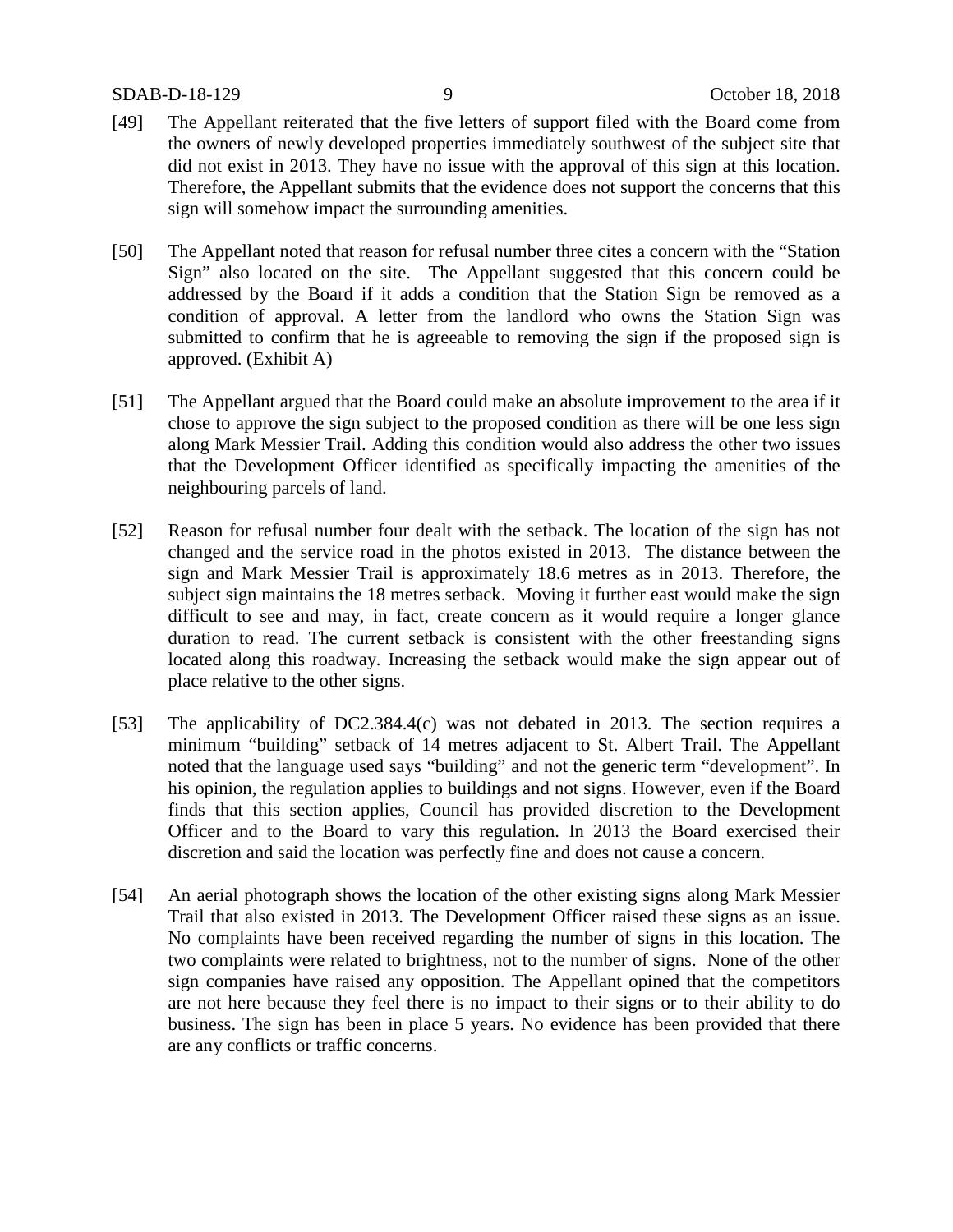[49] The Appellant reiterated that the five letters of support filed with the Board come from the owners of newly developed properties immediately southwest of the subject site that did not exist in 2013. They have no issue with the approval of this sign at this location. Therefore, the Appellant submits that the evidence does not support the concerns that this sign will somehow impact the surrounding amenities.

[50] The Appellant noted that reason for refusal number three cites a concern with the "Station Sign" also located on the site. The Appellant suggested that this concern could be addressed by the Board if it adds a condition that the Station Sign be removed as a condition of approval. A letter from the landlord who owns the Station Sign was submitted to confirm that he is agreeable to removing the sign if the proposed sign is approved. (Exhibit A)

[51] The Appellant argued that the Board could make an absolute improvement to the area if it chose to approve the sign subject to the proposed condition as there will be one less sign along Mark Messier Trail. Adding this condition would also address the other two issues that the Development Officer identified as specifically impacting the amenities of the neighbouring parcels of land.

[52] Reason for refusal number four dealt with the setback. The location of the sign has not changed and the service road in the photos existed in 2013. The distance between the sign and Mark Messier Trail is approximately 18.6 metres as in 2013. Therefore, the subject sign maintains the 18 metres setback. Moving it further east would make the sign difficult to see and may, in fact, create concern as it would require a longer glance duration to read. The current setback is consistent with the other freestanding signs located along this roadway. Increasing the setback would make the sign appear out of place relative to the other signs.

[53] The applicability of DC2.384.4(c) was not debated in 2013. The section requires a minimum "building" setback of 14 metres adjacent to St. Albert Trail. The Appellant noted that the language used says "building" and not the generic term "development". In his opinion, the regulation applies to buildings and not signs. However, even if the Board finds that this section applies, Council has provided discretion to the Development Officer and to the Board to vary this regulation. In 2013 the Board exercised their discretion and said the location was perfectly fine and does not cause a concern.

[54] An aerial photograph shows the location of the other existing signs along Mark Messier Trail that also existed in 2013. The Development Officer raised these signs as an issue. No complaints have been received regarding the number of signs in this location. The two complaints were related to brightness, not to the number of signs. None of the other sign companies have raised any opposition. The Appellant opined that the competitors are not here because they feel there is no impact to their signs or to their ability to do business. The sign has been in place 5 years. No evidence has been provided that there are any conflicts or traffic concerns.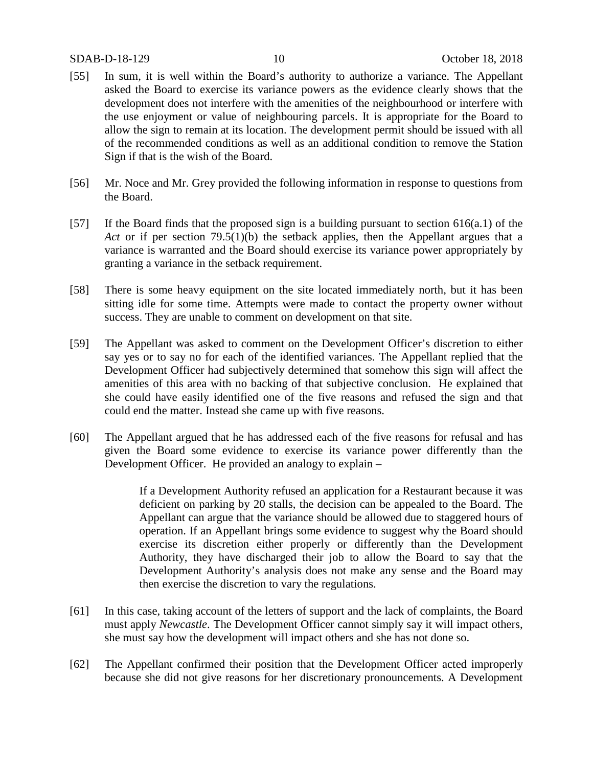[55] In sum, it is well within the Board's authority to authorize a variance. The Appellant asked the Board to exercise its variance powers as the evidence clearly shows that the development does not interfere with the amenities of the neighbourhood or interfere with the use enjoyment or value of neighbouring parcels. It is appropriate for the Board to allow the sign to remain at its location. The development permit should be issued with all of the recommended conditions as well as an additional condition to remove the Station Sign if that is the wish of the Board.

[56] Mr. Noce and Mr. Grey provided the following information in response to questions from the Board.

[57] If the Board finds that the proposed sign is a building pursuant to section 616(a.1) of the *Act* or if per section 79.5(1)(b) the setback applies, then the Appellant argues that a variance is warranted and the Board should exercise its variance power appropriately by granting a variance in the setback requirement.

[58] There is some heavy equipment on the site located immediately north, but it has been sitting idle for some time. Attempts were made to contact the property owner without success. They are unable to comment on development on that site.

[59] The Appellant was asked to comment on the Development Officer's discretion to either say yes or to say no for each of the identified variances. The Appellant replied that the Development Officer had subjectively determined that somehow this sign will affect the amenities of this area with no backing of that subjective conclusion. He explained that she could have easily identified one of the five reasons and refused the sign and that could end the matter. Instead she came up with five reasons.

[60] The Appellant argued that he has addressed each of the five reasons for refusal and has given the Board some evidence to exercise its variance power differently than the Development Officer. He provided an analogy to explain –

> If a Development Authority refused an application for a Restaurant because it was deficient on parking by 20 stalls, the decision can be appealed to the Board. The Appellant can argue that the variance should be allowed due to staggered hours of operation. If an Appellant brings some evidence to suggest why the Board should exercise its discretion either properly or differently than the Development Authority, they have discharged their job to allow the Board to say that the Development Authority's analysis does not make any sense and the Board may then exercise the discretion to vary the regulations.

[61] In this case, taking account of the letters of support and the lack of complaints, the Board must apply *Newcastle*. The Development Officer cannot simply say it will impact others, she must say how the development will impact others and she has not done so.

[62] The Appellant confirmed their position that the Development Officer acted improperly because she did not give reasons for her discretionary pronouncements. A Development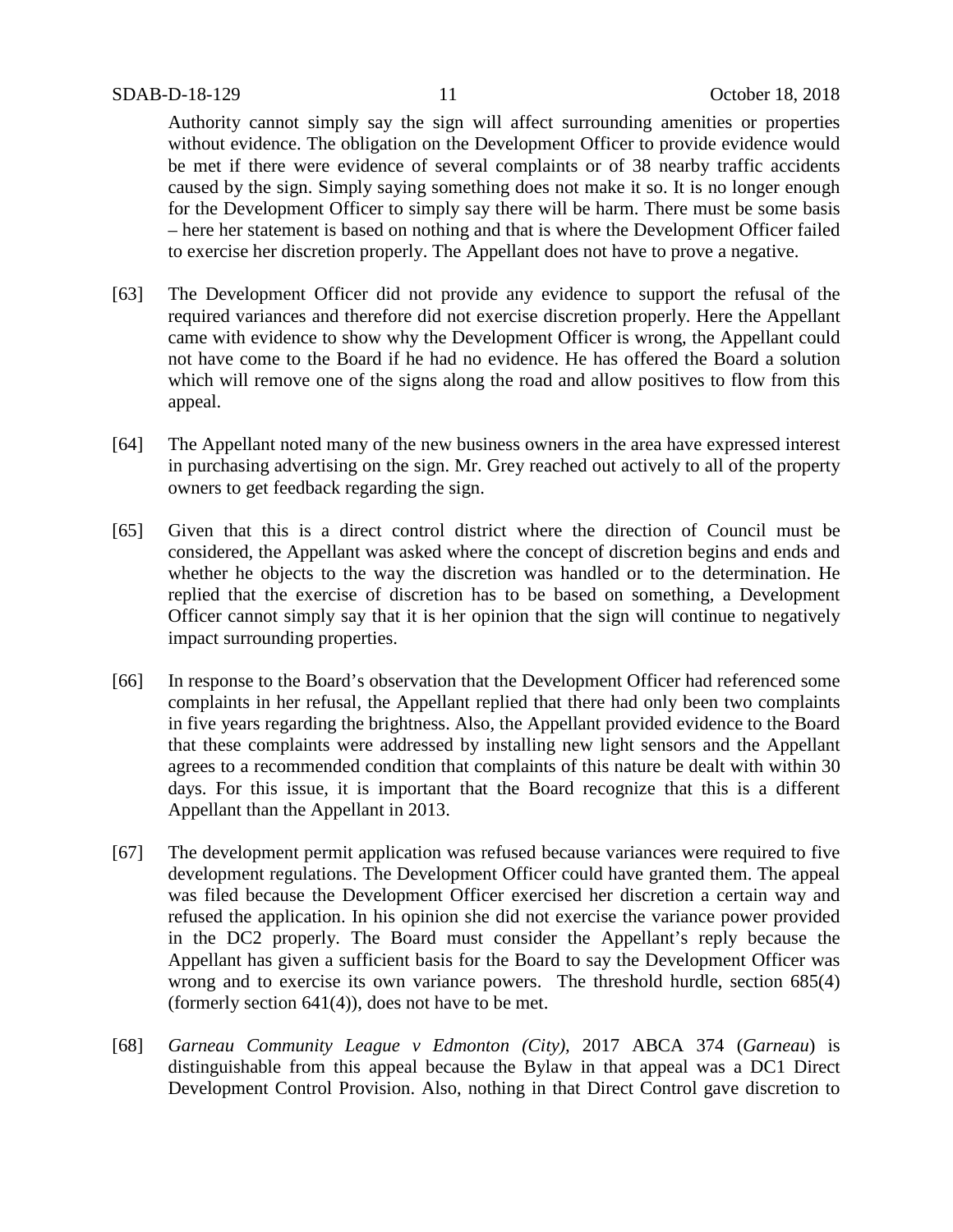Authority cannot simply say the sign will affect surrounding amenities or properties without evidence. The obligation on the Development Officer to provide evidence would be met if there were evidence of several complaints or of 38 nearby traffic accidents caused by the sign. Simply saying something does not make it so. It is no longer enough for the Development Officer to simply say there will be harm. There must be some basis – here her statement is based on nothing and that is where the Development Officer failed to exercise her discretion properly. The Appellant does not have to prove a negative.

[63] The Development Officer did not provide any evidence to support the refusal of the required variances and therefore did not exercise discretion properly. Here the Appellant came with evidence to show why the Development Officer is wrong, the Appellant could not have come to the Board if he had no evidence. He has offered the Board a solution which will remove one of the signs along the road and allow positives to flow from this appeal.

[64] The Appellant noted many of the new business owners in the area have expressed interest in purchasing advertising on the sign. Mr. Grey reached out actively to all of the property owners to get feedback regarding the sign.

[65] Given that this is a direct control district where the direction of Council must be considered, the Appellant was asked where the concept of discretion begins and ends and whether he objects to the way the discretion was handled or to the determination. He replied that the exercise of discretion has to be based on something, a Development Officer cannot simply say that it is her opinion that the sign will continue to negatively impact surrounding properties.

[66] In response to the Board's observation that the Development Officer had referenced some complaints in her refusal, the Appellant replied that there had only been two complaints in five years regarding the brightness. Also, the Appellant provided evidence to the Board that these complaints were addressed by installing new light sensors and the Appellant agrees to a recommended condition that complaints of this nature be dealt with within 30 days. For this issue, it is important that the Board recognize that this is a different Appellant than the Appellant in 2013.

[67] The development permit application was refused because variances were required to five development regulations. The Development Officer could have granted them. The appeal was filed because the Development Officer exercised her discretion a certain way and refused the application. In his opinion she did not exercise the variance power provided in the DC2 properly. The Board must consider the Appellant's reply because the Appellant has given a sufficient basis for the Board to say the Development Officer was wrong and to exercise its own variance powers. The threshold hurdle, section 685(4) (formerly section 641(4)), does not have to be met.

[68] *Garneau Community League v Edmonton (City),* 2017 ABCA 374 (*Garneau*) is distinguishable from this appeal because the Bylaw in that appeal was a DC1 Direct Development Control Provision. Also, nothing in that Direct Control gave discretion to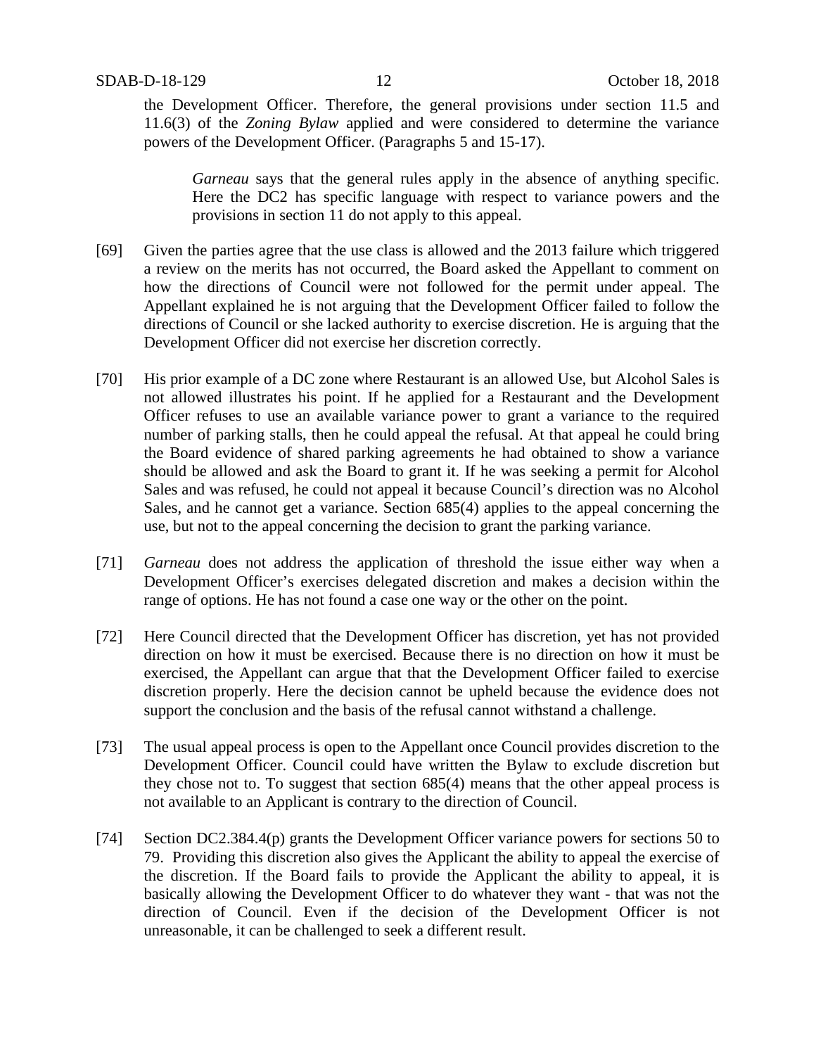the Development Officer. Therefore, the general provisions under section 11.5 and 11.6(3) of the *Zoning Bylaw* applied and were considered to determine the variance powers of the Development Officer. (Paragraphs 5 and 15-17).

> *Garneau* says that the general rules apply in the absence of anything specific. Here the DC2 has specific language with respect to variance powers and the provisions in section 11 do not apply to this appeal.

[69] Given the parties agree that the use class is allowed and the 2013 failure which triggered a review on the merits has not occurred, the Board asked the Appellant to comment on how the directions of Council were not followed for the permit under appeal. The Appellant explained he is not arguing that the Development Officer failed to follow the directions of Council or she lacked authority to exercise discretion. He is arguing that the Development Officer did not exercise her discretion correctly.

[70] His prior example of a DC zone where Restaurant is an allowed Use, but Alcohol Sales is not allowed illustrates his point. If he applied for a Restaurant and the Development Officer refuses to use an available variance power to grant a variance to the required number of parking stalls, then he could appeal the refusal. At that appeal he could bring the Board evidence of shared parking agreements he had obtained to show a variance should be allowed and ask the Board to grant it. If he was seeking a permit for Alcohol Sales and was refused, he could not appeal it because Council's direction was no Alcohol Sales, and he cannot get a variance. Section 685(4) applies to the appeal concerning the use, but not to the appeal concerning the decision to grant the parking variance.

[71] *Garneau* does not address the application of threshold the issue either way when a Development Officer's exercises delegated discretion and makes a decision within the range of options. He has not found a case one way or the other on the point.

[72] Here Council directed that the Development Officer has discretion, yet has not provided direction on how it must be exercised. Because there is no direction on how it must be exercised, the Appellant can argue that that the Development Officer failed to exercise discretion properly. Here the decision cannot be upheld because the evidence does not support the conclusion and the basis of the refusal cannot withstand a challenge.

[73] The usual appeal process is open to the Appellant once Council provides discretion to the Development Officer. Council could have written the Bylaw to exclude discretion but they chose not to. To suggest that section 685(4) means that the other appeal process is not available to an Applicant is contrary to the direction of Council.

[74] Section DC2.384.4(p) grants the Development Officer variance powers for sections 50 to 79. Providing this discretion also gives the Applicant the ability to appeal the exercise of the discretion. If the Board fails to provide the Applicant the ability to appeal, it is basically allowing the Development Officer to do whatever they want - that was not the direction of Council. Even if the decision of the Development Officer is not unreasonable, it can be challenged to seek a different result.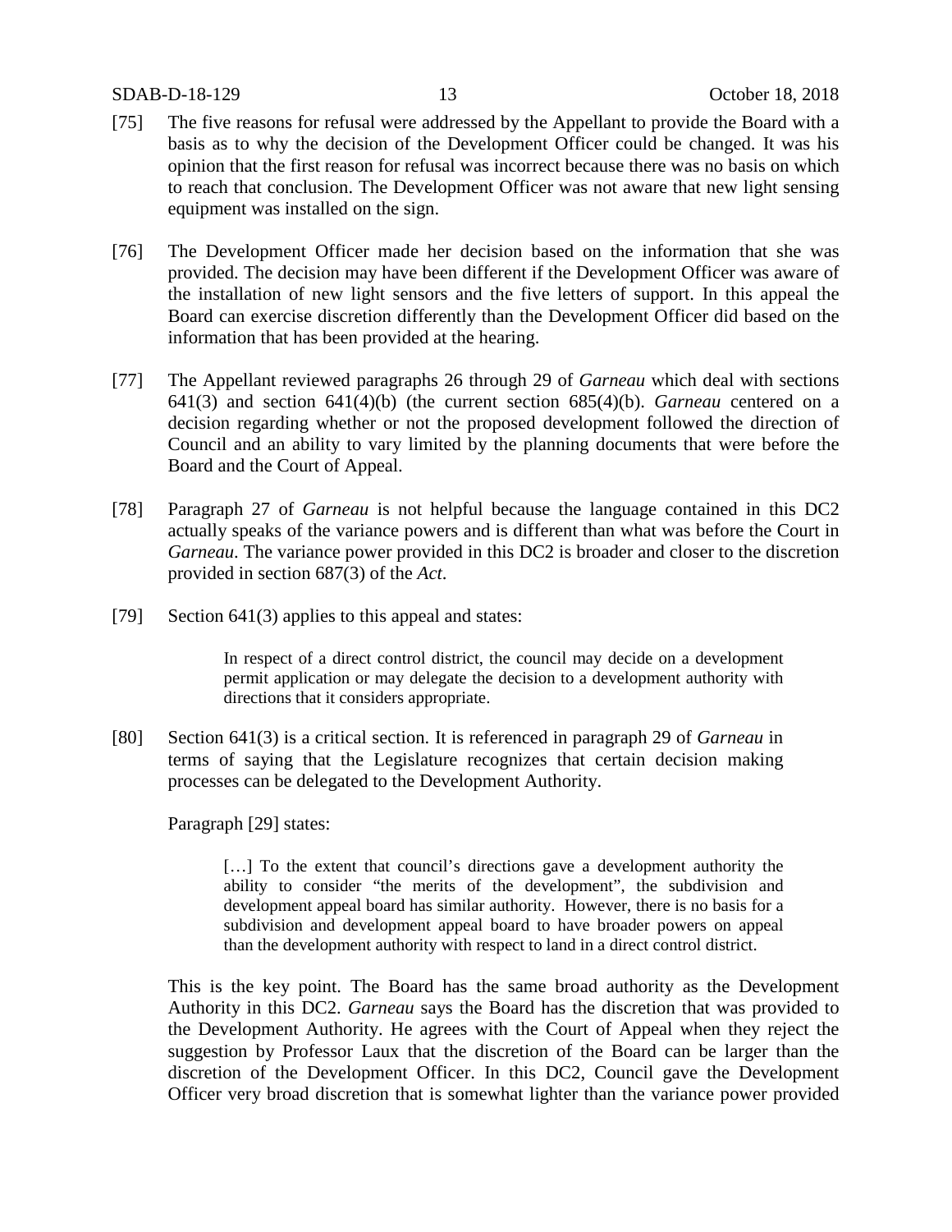[75] The five reasons for refusal were addressed by the Appellant to provide the Board with a basis as to why the decision of the Development Officer could be changed. It was his opinion that the first reason for refusal was incorrect because there was no basis on which to reach that conclusion. The Development Officer was not aware that new light sensing equipment was installed on the sign.

[76] The Development Officer made her decision based on the information that she was provided. The decision may have been different if the Development Officer was aware of the installation of new light sensors and the five letters of support. In this appeal the Board can exercise discretion differently than the Development Officer did based on the information that has been provided at the hearing.

[77] The Appellant reviewed paragraphs 26 through 29 of *Garneau* which deal with sections 641(3) and section 641(4)(b) (the current section 685(4)(b). *Garneau* centered on a decision regarding whether or not the proposed development followed the direction of Council and an ability to vary limited by the planning documents that were before the Board and the Court of Appeal.

[78] Paragraph 27 of *Garneau* is not helpful because the language contained in this DC2 actually speaks of the variance powers and is different than what was before the Court in *Garneau*. The variance power provided in this DC2 is broader and closer to the discretion provided in section 687(3) of the *Act*.

[79] Section 641(3) applies to this appeal and states:

> In respect of a direct control district, the council may decide on a development permit application or may delegate the decision to a development authority with directions that it considers appropriate.

[80] Section 641(3) is a critical section. It is referenced in paragraph 29 of *Garneau* in terms of saying that the Legislature recognizes that certain decision making processes can be delegated to the Development Authority.

Paragraph [29] states:

> […] To the extent that council's directions gave a development authority the ability to consider "the merits of the development", the subdivision and development appeal board has similar authority. However, there is no basis for a subdivision and development appeal board to have broader powers on appeal than the development authority with respect to land in a direct control district.

This is the key point. The Board has the same broad authority as the Development Authority in this DC2. *Garneau* says the Board has the discretion that was provided to the Development Authority. He agrees with the Court of Appeal when they reject the suggestion by Professor Laux that the discretion of the Board can be larger than the discretion of the Development Officer. In this DC2, Council gave the Development Officer very broad discretion that is somewhat lighter than the variance power provided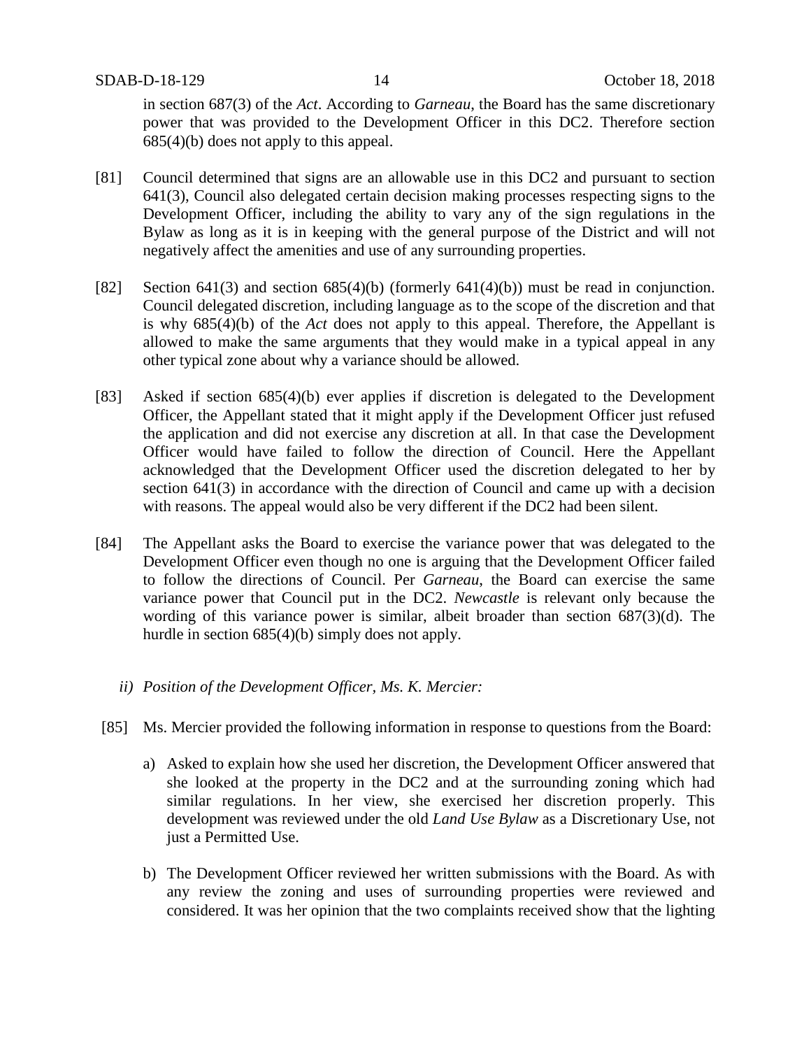in section 687(3) of the *Act*. According to *Garneau*, the Board has the same discretionary power that was provided to the Development Officer in this DC2. Therefore section 685(4)(b) does not apply to this appeal.

[81] Council determined that signs are an allowable use in this DC2 and pursuant to section 641(3), Council also delegated certain decision making processes respecting signs to the Development Officer, including the ability to vary any of the sign regulations in the Bylaw as long as it is in keeping with the general purpose of the District and will not negatively affect the amenities and use of any surrounding properties.

[82] Section 641(3) and section 685(4)(b) (formerly 641(4)(b)) must be read in conjunction. Council delegated discretion, including language as to the scope of the discretion and that is why 685(4)(b) of the *Act* does not apply to this appeal. Therefore, the Appellant is allowed to make the same arguments that they would make in a typical appeal in any other typical zone about why a variance should be allowed.

[83] Asked if section 685(4)(b) ever applies if discretion is delegated to the Development Officer, the Appellant stated that it might apply if the Development Officer just refused the application and did not exercise any discretion at all. In that case the Development Officer would have failed to follow the direction of Council. Here the Appellant acknowledged that the Development Officer used the discretion delegated to her by section 641(3) in accordance with the direction of Council and came up with a decision with reasons. The appeal would also be very different if the DC2 had been silent.

[84] The Appellant asks the Board to exercise the variance power that was delegated to the Development Officer even though no one is arguing that the Development Officer failed to follow the directions of Council. Per *Garneau*, the Board can exercise the same variance power that Council put in the DC2. *Newcastle* is relevant only because the wording of this variance power is similar, albeit broader than section 687(3)(d). The hurdle in section 685(4)(b) simply does not apply.

*ii) Position of the Development Officer, Ms. K. Mercier:*

[85] Ms. Mercier provided the following information in response to questions from the Board:

a) Asked to explain how she used her discretion, the Development Officer answered that she looked at the property in the DC2 and at the surrounding zoning which had similar regulations. In her view, she exercised her discretion properly. This development was reviewed under the old *Land Use Bylaw* as a Discretionary Use, not just a Permitted Use.

b) The Development Officer reviewed her written submissions with the Board. As with any review the zoning and uses of surrounding properties were reviewed and considered. It was her opinion that the two complaints received show that the lighting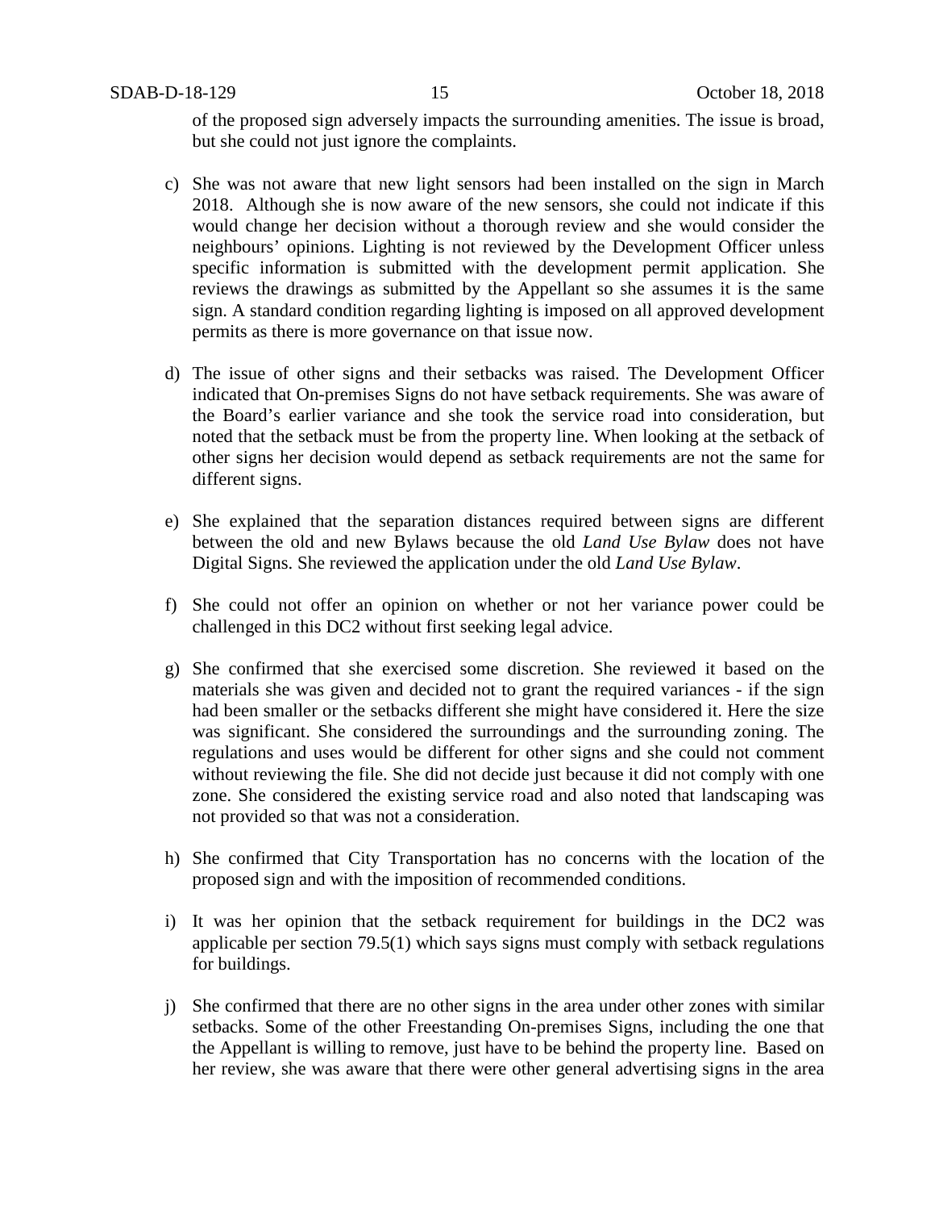of the proposed sign adversely impacts the surrounding amenities. The issue is broad, but she could not just ignore the complaints.

c) She was not aware that new light sensors had been installed on the sign in March 2018. Although she is now aware of the new sensors, she could not indicate if this would change her decision without a thorough review and she would consider the neighbours' opinions. Lighting is not reviewed by the Development Officer unless specific information is submitted with the development permit application. She reviews the drawings as submitted by the Appellant so she assumes it is the same sign. A standard condition regarding lighting is imposed on all approved development permits as there is more governance on that issue now.

d) The issue of other signs and their setbacks was raised. The Development Officer indicated that On-premises Signs do not have setback requirements. She was aware of the Board's earlier variance and she took the service road into consideration, but noted that the setback must be from the property line. When looking at the setback of other signs her decision would depend as setback requirements are not the same for different signs.

e) She explained that the separation distances required between signs are different between the old and new Bylaws because the old *Land Use Bylaw* does not have Digital Signs. She reviewed the application under the old *Land Use Bylaw*.

f) She could not offer an opinion on whether or not her variance power could be challenged in this DC2 without first seeking legal advice.

g) She confirmed that she exercised some discretion. She reviewed it based on the materials she was given and decided not to grant the required variances - if the sign had been smaller or the setbacks different she might have considered it. Here the size was significant. She considered the surroundings and the surrounding zoning. The regulations and uses would be different for other signs and she could not comment without reviewing the file. She did not decide just because it did not comply with one zone. She considered the existing service road and also noted that landscaping was not provided so that was not a consideration.

h) She confirmed that City Transportation has no concerns with the location of the proposed sign and with the imposition of recommended conditions.

i) It was her opinion that the setback requirement for buildings in the DC2 was applicable per section 79.5(1) which says signs must comply with setback regulations for buildings.

j) She confirmed that there are no other signs in the area under other zones with similar setbacks. Some of the other Freestanding On-premises Signs, including the one that the Appellant is willing to remove, just have to be behind the property line. Based on her review, she was aware that there were other general advertising signs in the area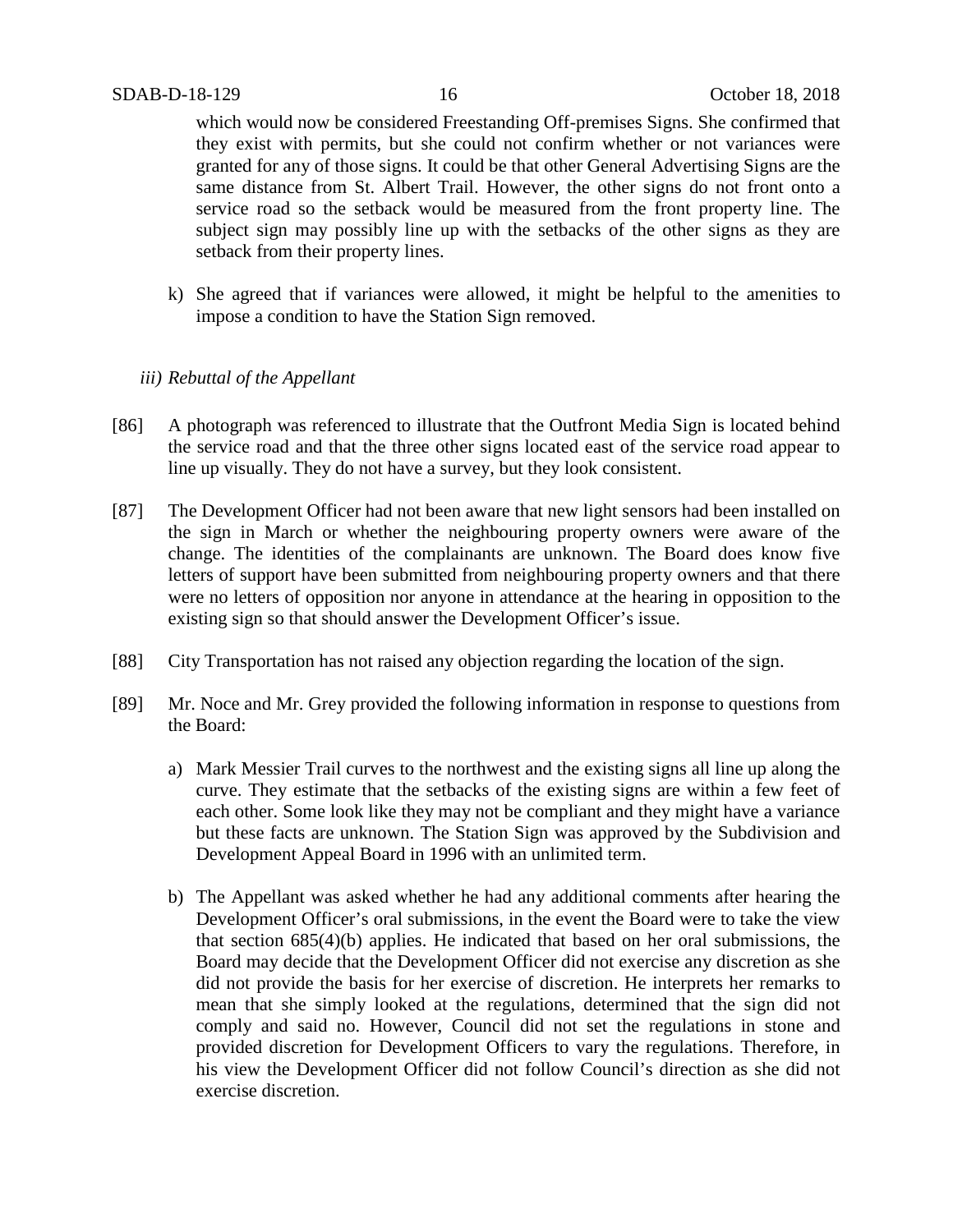which would now be considered Freestanding Off-premises Signs. She confirmed that they exist with permits, but she could not confirm whether or not variances were granted for any of those signs. It could be that other General Advertising Signs are the same distance from St. Albert Trail. However, the other signs do not front onto a service road so the setback would be measured from the front property line. The subject sign may possibly line up with the setbacks of the other signs as they are setback from their property lines.

k) She agreed that if variances were allowed, it might be helpful to the amenities to impose a condition to have the Station Sign removed.

*iii) Rebuttal of the Appellant*

[86] A photograph was referenced to illustrate that the Outfront Media Sign is located behind the service road and that the three other signs located east of the service road appear to line up visually. They do not have a survey, but they look consistent.

[87] The Development Officer had not been aware that new light sensors had been installed on the sign in March or whether the neighbouring property owners were aware of the change. The identities of the complainants are unknown. The Board does know five letters of support have been submitted from neighbouring property owners and that there were no letters of opposition nor anyone in attendance at the hearing in opposition to the existing sign so that should answer the Development Officer's issue.

[88] City Transportation has not raised any objection regarding the location of the sign.

[89] Mr. Noce and Mr. Grey provided the following information in response to questions from the Board:

a) Mark Messier Trail curves to the northwest and the existing signs all line up along the curve. They estimate that the setbacks of the existing signs are within a few feet of each other. Some look like they may not be compliant and they might have a variance but these facts are unknown. The Station Sign was approved by the Subdivision and Development Appeal Board in 1996 with an unlimited term.

b) The Appellant was asked whether he had any additional comments after hearing the Development Officer's oral submissions, in the event the Board were to take the view that section 685(4)(b) applies. He indicated that based on her oral submissions, the Board may decide that the Development Officer did not exercise any discretion as she did not provide the basis for her exercise of discretion. He interprets her remarks to mean that she simply looked at the regulations, determined that the sign did not comply and said no. However, Council did not set the regulations in stone and provided discretion for Development Officers to vary the regulations. Therefore, in his view the Development Officer did not follow Council's direction as she did not exercise discretion.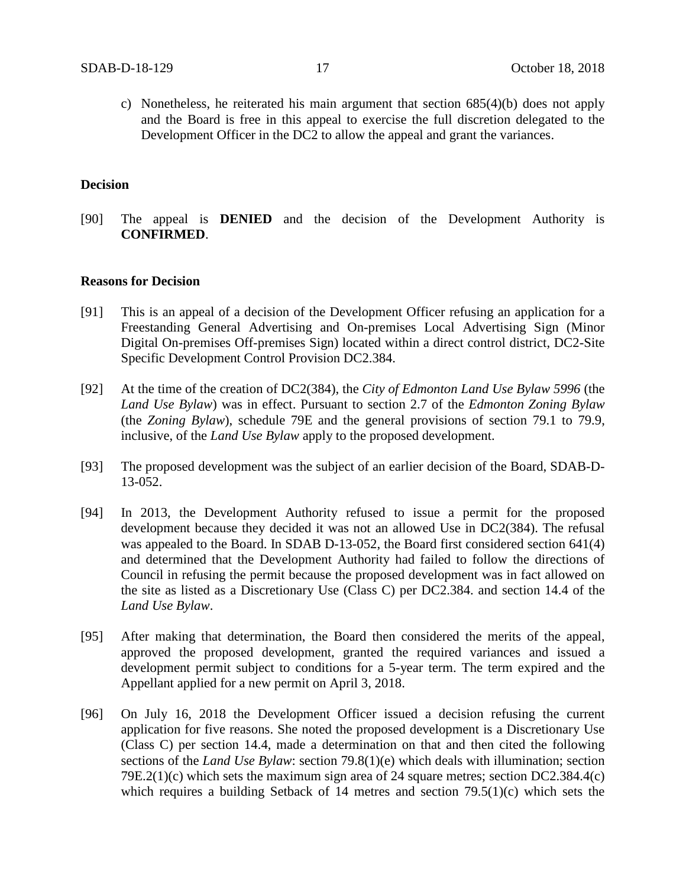c) Nonetheless, he reiterated his main argument that section 685(4)(b) does not apply and the Board is free in this appeal to exercise the full discretion delegated to the Development Officer in the DC2 to allow the appeal and grant the variances.

**Decision**

[90] The appeal is **DENIED** and the decision of the Development Authority is **CONFIRMED**.

**Reasons for Decision**

[91] This is an appeal of a decision of the Development Officer refusing an application for a Freestanding General Advertising and On-premises Local Advertising Sign (Minor Digital On-premises Off-premises Sign) located within a direct control district, DC2-Site Specific Development Control Provision DC2.384.

[92] At the time of the creation of DC2(384), the *City of Edmonton Land Use Bylaw 5996* (the *Land Use Bylaw*) was in effect. Pursuant to section 2.7 of the *Edmonton Zoning Bylaw* (the *Zoning Bylaw*), schedule 79E and the general provisions of section 79.1 to 79.9, inclusive, of the *Land Use Bylaw* apply to the proposed development.

[93] The proposed development was the subject of an earlier decision of the Board, SDAB-D-13-052.

[94] In 2013, the Development Authority refused to issue a permit for the proposed development because they decided it was not an allowed Use in DC2(384). The refusal was appealed to the Board. In SDAB D-13-052, the Board first considered section 641(4) and determined that the Development Authority had failed to follow the directions of Council in refusing the permit because the proposed development was in fact allowed on the site as listed as a Discretionary Use (Class C) per DC2.384. and section 14.4 of the *Land Use Bylaw*.

[95] After making that determination, the Board then considered the merits of the appeal, approved the proposed development, granted the required variances and issued a development permit subject to conditions for a 5-year term. The term expired and the Appellant applied for a new permit on April 3, 2018.

[96] On July 16, 2018 the Development Officer issued a decision refusing the current application for five reasons. She noted the proposed development is a Discretionary Use (Class C) per section 14.4, made a determination on that and then cited the following sections of the *Land Use Bylaw*: section 79.8(1)(e) which deals with illumination; section 79E.2(1)(c) which sets the maximum sign area of 24 square metres; section DC2.384.4(c) which requires a building Setback of 14 metres and section 79.5(1)(c) which sets the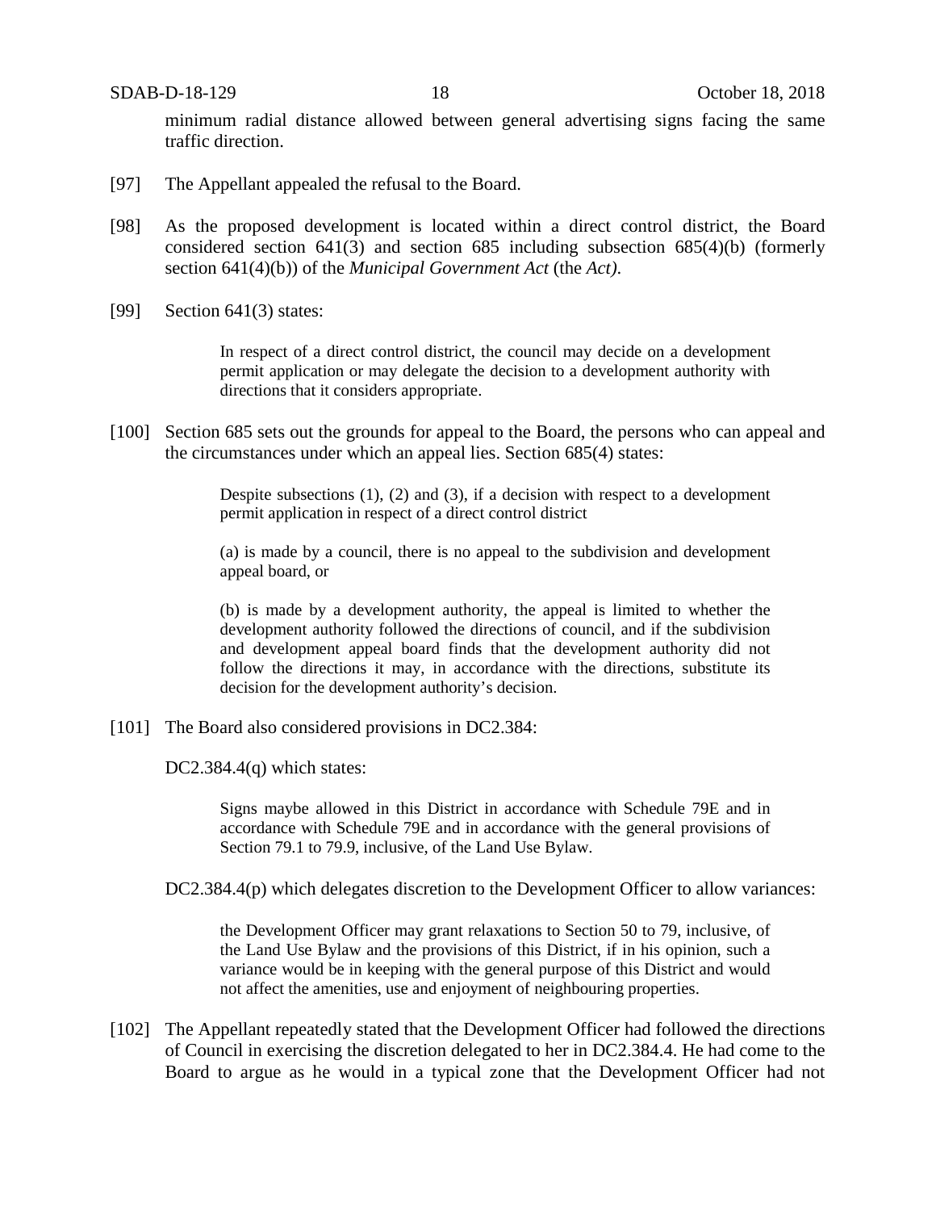minimum radial distance allowed between general advertising signs facing the same traffic direction.

[97] The Appellant appealed the refusal to the Board.

[98] As the proposed development is located within a direct control district, the Board considered section 641(3) and section 685 including subsection 685(4)(b) (formerly section 641(4)(b)) of the *Municipal Government Act* (the *Act).*

[99] Section 641(3) states:

> In respect of a direct control district, the council may decide on a development permit application or may delegate the decision to a development authority with directions that it considers appropriate.

[100] Section 685 sets out the grounds for appeal to the Board, the persons who can appeal and the circumstances under which an appeal lies. Section 685(4) states:

> Despite subsections (1), (2) and (3), if a decision with respect to a development permit application in respect of a direct control district
>
> (a) is made by a council, there is no appeal to the subdivision and development appeal board, or
>
> (b) is made by a development authority, the appeal is limited to whether the development authority followed the directions of council, and if the subdivision and development appeal board finds that the development authority did not follow the directions it may, in accordance with the directions, substitute its decision for the development authority's decision.

[101] The Board also considered provisions in DC2.384:

DC2.384.4(q) which states:

> Signs maybe allowed in this District in accordance with Schedule 79E and in accordance with Schedule 79E and in accordance with the general provisions of Section 79.1 to 79.9, inclusive, of the Land Use Bylaw.

DC2.384.4(p) which delegates discretion to the Development Officer to allow variances:

> the Development Officer may grant relaxations to Section 50 to 79, inclusive, of the Land Use Bylaw and the provisions of this District, if in his opinion, such a variance would be in keeping with the general purpose of this District and would not affect the amenities, use and enjoyment of neighbouring properties.

[102] The Appellant repeatedly stated that the Development Officer had followed the directions of Council in exercising the discretion delegated to her in DC2.384.4. He had come to the Board to argue as he would in a typical zone that the Development Officer had not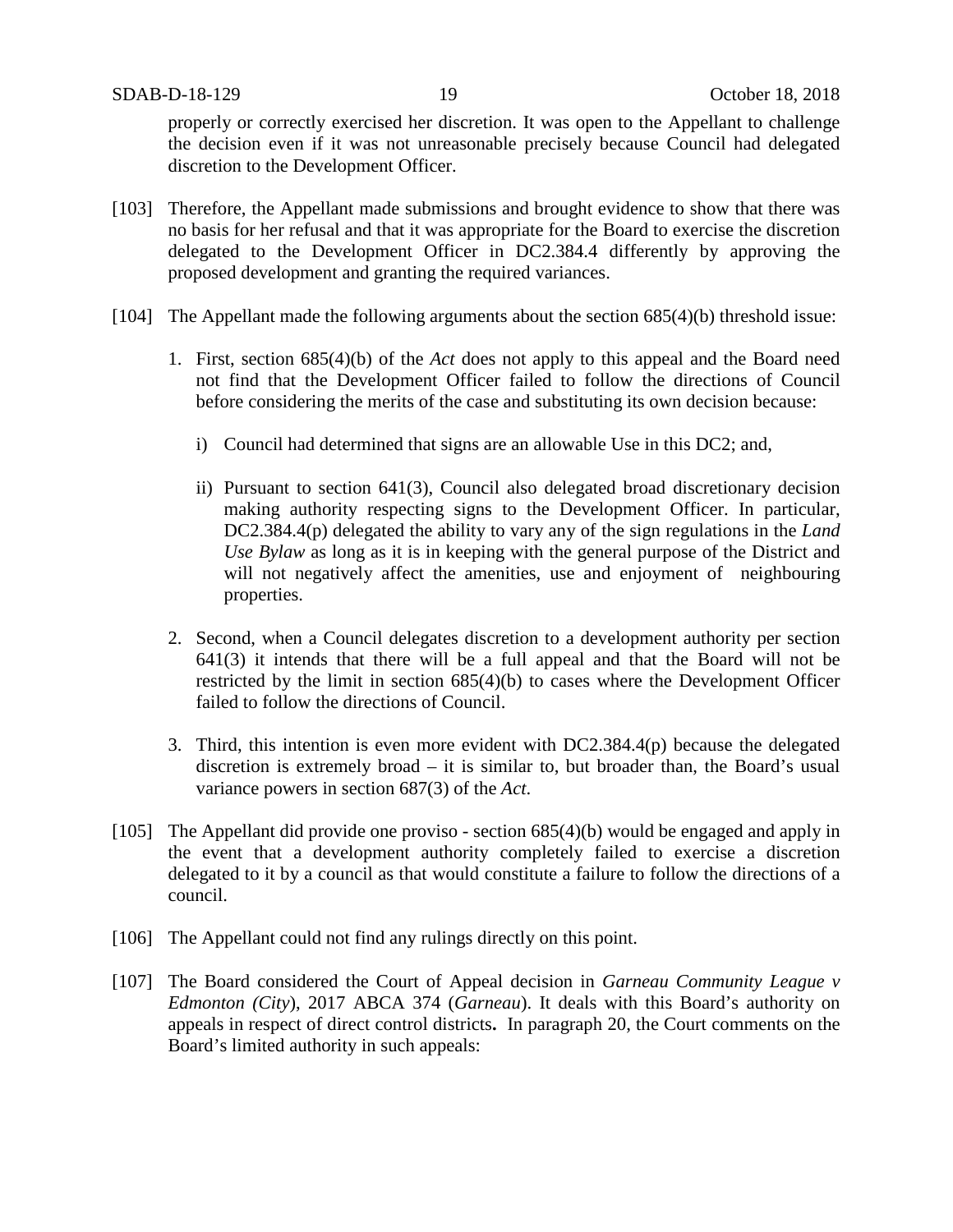properly or correctly exercised her discretion. It was open to the Appellant to challenge the decision even if it was not unreasonable precisely because Council had delegated discretion to the Development Officer.

[103] Therefore, the Appellant made submissions and brought evidence to show that there was no basis for her refusal and that it was appropriate for the Board to exercise the discretion delegated to the Development Officer in DC2.384.4 differently by approving the proposed development and granting the required variances.

[104] The Appellant made the following arguments about the section 685(4)(b) threshold issue:

1. First, section 685(4)(b) of the *Act* does not apply to this appeal and the Board need not find that the Development Officer failed to follow the directions of Council before considering the merits of the case and substituting its own decision because:

   i) Council had determined that signs are an allowable Use in this DC2; and,

   ii) Pursuant to section 641(3), Council also delegated broad discretionary decision making authority respecting signs to the Development Officer. In particular, DC2.384.4(p) delegated the ability to vary any of the sign regulations in the *Land Use Bylaw* as long as it is in keeping with the general purpose of the District and will not negatively affect the amenities, use and enjoyment of neighbouring properties.

2. Second, when a Council delegates discretion to a development authority per section 641(3) it intends that there will be a full appeal and that the Board will not be restricted by the limit in section 685(4)(b) to cases where the Development Officer failed to follow the directions of Council.

3. Third, this intention is even more evident with DC2.384.4(p) because the delegated discretion is extremely broad – it is similar to, but broader than, the Board's usual variance powers in section 687(3) of the *Act*.

[105] The Appellant did provide one proviso - section 685(4)(b) would be engaged and apply in the event that a development authority completely failed to exercise a discretion delegated to it by a council as that would constitute a failure to follow the directions of a council.

[106] The Appellant could not find any rulings directly on this point.

[107] The Board considered the Court of Appeal decision in *Garneau Community League v Edmonton (City)*, 2017 ABCA 374 (*Garneau*). It deals with this Board's authority on appeals in respect of direct control districts**.** In paragraph 20, the Court comments on the Board's limited authority in such appeals: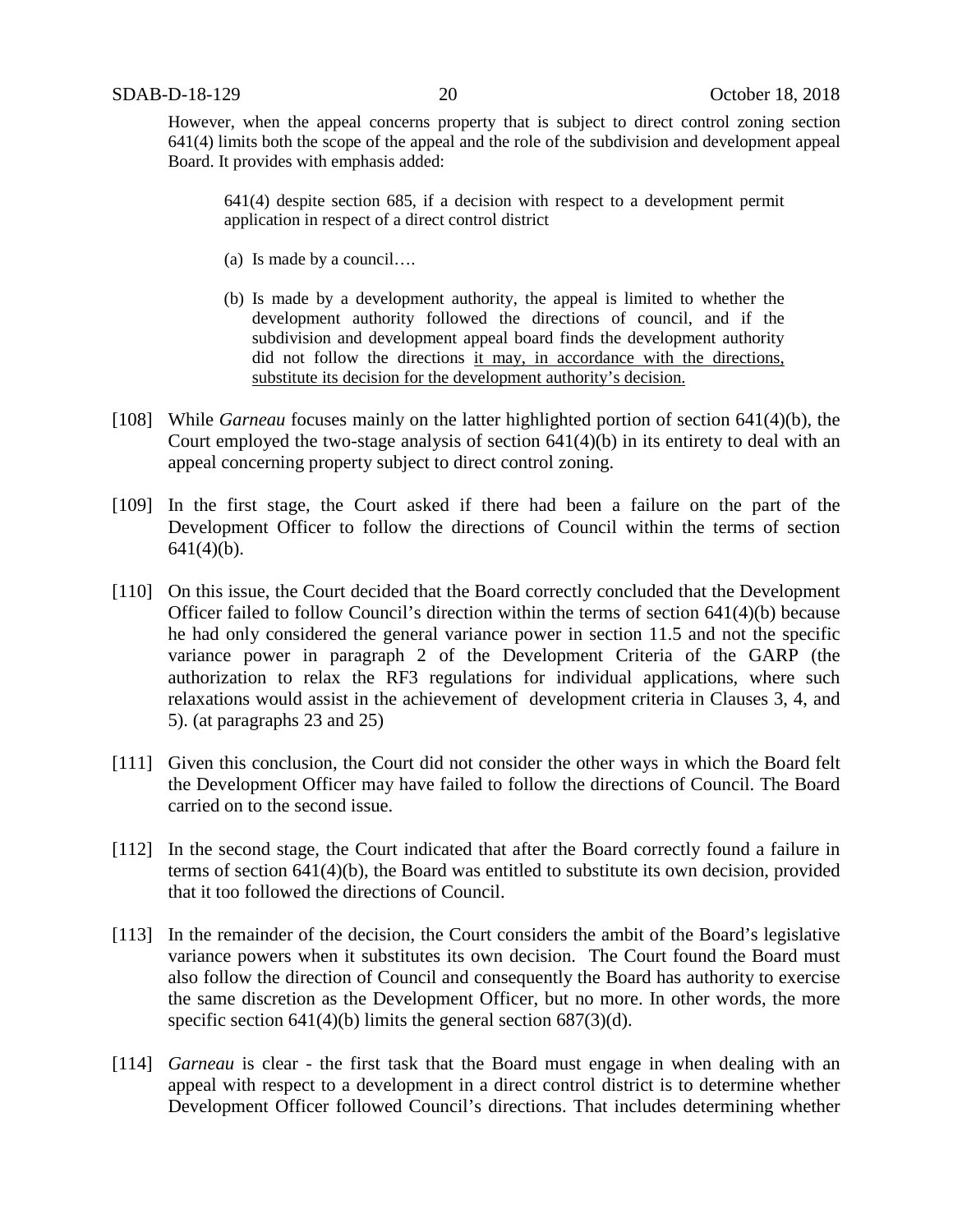However, when the appeal concerns property that is subject to direct control zoning section 641(4) limits both the scope of the appeal and the role of the subdivision and development appeal Board. It provides with emphasis added:

> 641(4) despite section 685, if a decision with respect to a development permit application in respect of a direct control district
>
> (a) Is made by a council….
>
> (b) Is made by a development authority, the appeal is limited to whether the development authority followed the directions of council, and if the subdivision and development appeal board finds the development authority did not follow the directions <u>it may, in accordance with the directions, substitute its decision for the development authority's decision.</u>

[108] While *Garneau* focuses mainly on the latter highlighted portion of section 641(4)(b), the Court employed the two-stage analysis of section 641(4)(b) in its entirety to deal with an appeal concerning property subject to direct control zoning.

[109] In the first stage, the Court asked if there had been a failure on the part of the Development Officer to follow the directions of Council within the terms of section 641(4)(b).

[110] On this issue, the Court decided that the Board correctly concluded that the Development Officer failed to follow Council's direction within the terms of section 641(4)(b) because he had only considered the general variance power in section 11.5 and not the specific variance power in paragraph 2 of the Development Criteria of the GARP (the authorization to relax the RF3 regulations for individual applications, where such relaxations would assist in the achievement of development criteria in Clauses 3, 4, and 5). (at paragraphs 23 and 25)

[111] Given this conclusion, the Court did not consider the other ways in which the Board felt the Development Officer may have failed to follow the directions of Council. The Board carried on to the second issue.

[112] In the second stage, the Court indicated that after the Board correctly found a failure in terms of section 641(4)(b), the Board was entitled to substitute its own decision, provided that it too followed the directions of Council.

[113] In the remainder of the decision, the Court considers the ambit of the Board's legislative variance powers when it substitutes its own decision. The Court found the Board must also follow the direction of Council and consequently the Board has authority to exercise the same discretion as the Development Officer, but no more. In other words, the more specific section 641(4)(b) limits the general section 687(3)(d).

[114] *Garneau* is clear - the first task that the Board must engage in when dealing with an appeal with respect to a development in a direct control district is to determine whether Development Officer followed Council's directions. That includes determining whether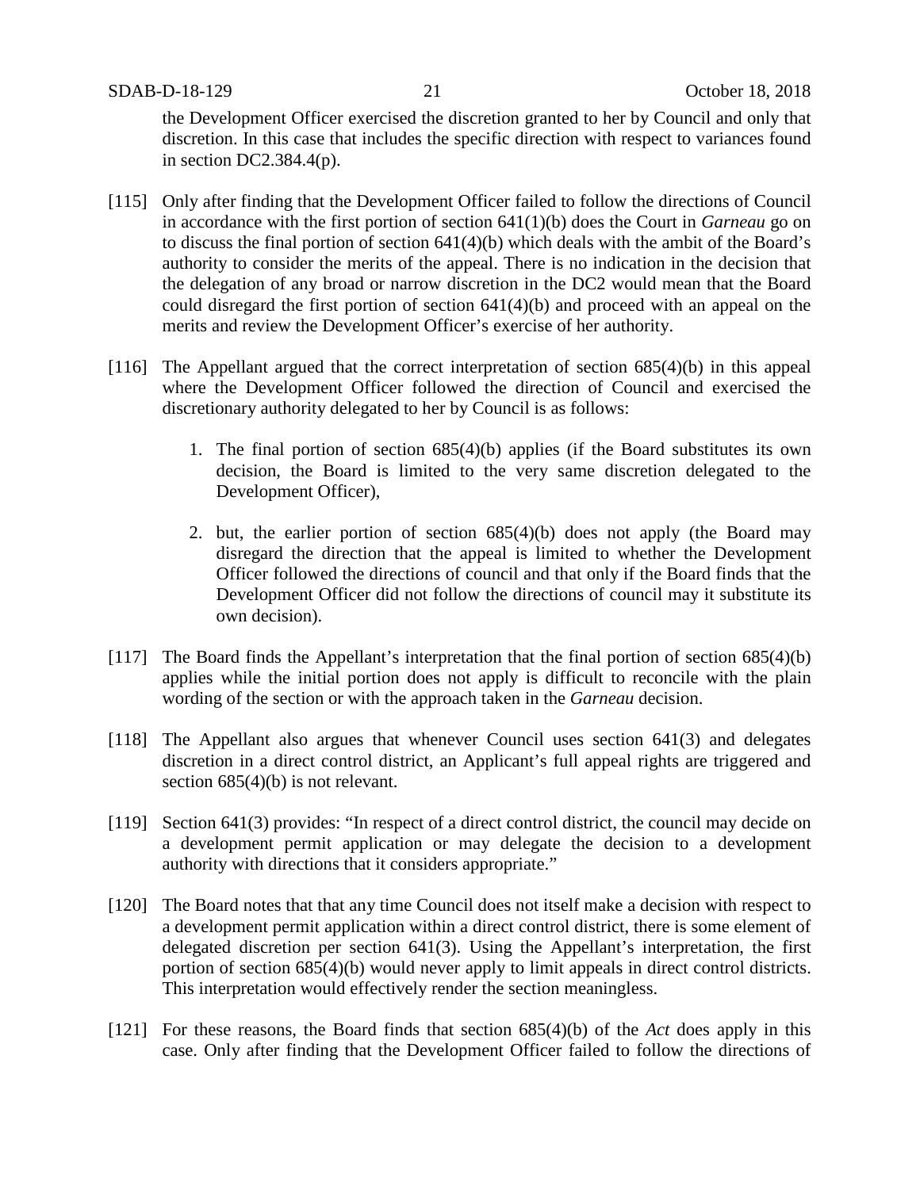the Development Officer exercised the discretion granted to her by Council and only that discretion. In this case that includes the specific direction with respect to variances found in section DC2.384.4(p).

[115] Only after finding that the Development Officer failed to follow the directions of Council in accordance with the first portion of section 641(1)(b) does the Court in *Garneau* go on to discuss the final portion of section 641(4)(b) which deals with the ambit of the Board's authority to consider the merits of the appeal. There is no indication in the decision that the delegation of any broad or narrow discretion in the DC2 would mean that the Board could disregard the first portion of section 641(4)(b) and proceed with an appeal on the merits and review the Development Officer's exercise of her authority.

[116] The Appellant argued that the correct interpretation of section 685(4)(b) in this appeal where the Development Officer followed the direction of Council and exercised the discretionary authority delegated to her by Council is as follows:

1. The final portion of section 685(4)(b) applies (if the Board substitutes its own decision, the Board is limited to the very same discretion delegated to the Development Officer),

2. but, the earlier portion of section 685(4)(b) does not apply (the Board may disregard the direction that the appeal is limited to whether the Development Officer followed the directions of council and that only if the Board finds that the Development Officer did not follow the directions of council may it substitute its own decision).

[117] The Board finds the Appellant's interpretation that the final portion of section 685(4)(b) applies while the initial portion does not apply is difficult to reconcile with the plain wording of the section or with the approach taken in the *Garneau* decision.

[118] The Appellant also argues that whenever Council uses section 641(3) and delegates discretion in a direct control district, an Applicant's full appeal rights are triggered and section 685(4)(b) is not relevant.

[119] Section 641(3) provides: "In respect of a direct control district, the council may decide on a development permit application or may delegate the decision to a development authority with directions that it considers appropriate."

[120] The Board notes that that any time Council does not itself make a decision with respect to a development permit application within a direct control district, there is some element of delegated discretion per section 641(3). Using the Appellant's interpretation, the first portion of section 685(4)(b) would never apply to limit appeals in direct control districts. This interpretation would effectively render the section meaningless.

[121] For these reasons, the Board finds that section 685(4)(b) of the *Act* does apply in this case. Only after finding that the Development Officer failed to follow the directions of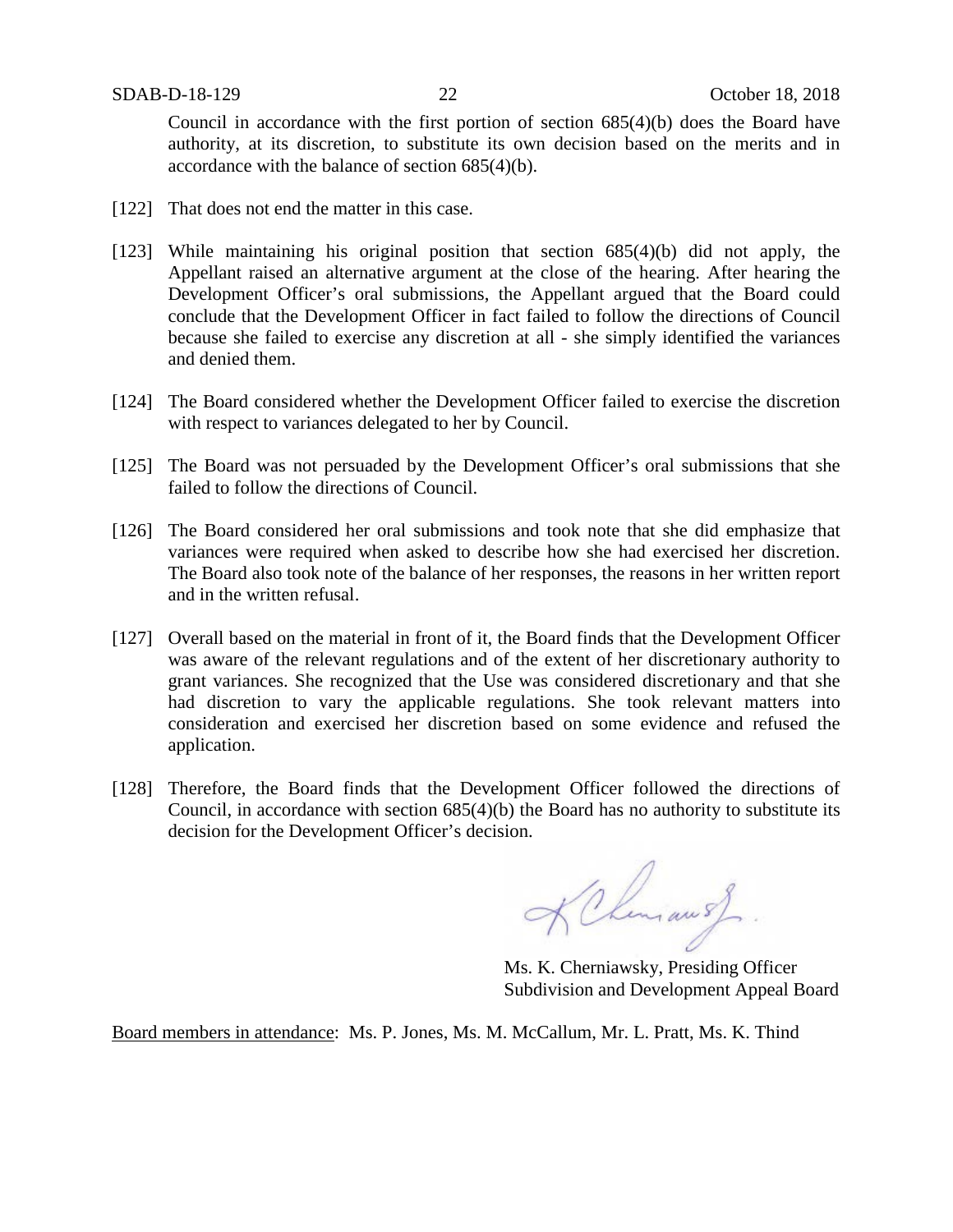Council in accordance with the first portion of section 685(4)(b) does the Board have authority, at its discretion, to substitute its own decision based on the merits and in accordance with the balance of section 685(4)(b).

[122] That does not end the matter in this case.

[123] While maintaining his original position that section 685(4)(b) did not apply, the Appellant raised an alternative argument at the close of the hearing. After hearing the Development Officer's oral submissions, the Appellant argued that the Board could conclude that the Development Officer in fact failed to follow the directions of Council because she failed to exercise any discretion at all - she simply identified the variances and denied them.

[124] The Board considered whether the Development Officer failed to exercise the discretion with respect to variances delegated to her by Council.

[125] The Board was not persuaded by the Development Officer's oral submissions that she failed to follow the directions of Council.

[126] The Board considered her oral submissions and took note that she did emphasize that variances were required when asked to describe how she had exercised her discretion. The Board also took note of the balance of her responses, the reasons in her written report and in the written refusal.

[127] Overall based on the material in front of it, the Board finds that the Development Officer was aware of the relevant regulations and of the extent of her discretionary authority to grant variances. She recognized that the Use was considered discretionary and that she had discretion to vary the applicable regulations. She took relevant matters into consideration and exercised her discretion based on some evidence and refused the application.

[128] Therefore, the Board finds that the Development Officer followed the directions of Council, in accordance with section 685(4)(b) the Board has no authority to substitute its decision for the Development Officer's decision.

Ms. K. Cherniawsky, Presiding Officer
Subdivision and Development Appeal Board

Board members in attendance: Ms. P. Jones, Ms. M. McCallum, Mr. L. Pratt, Ms. K. Thind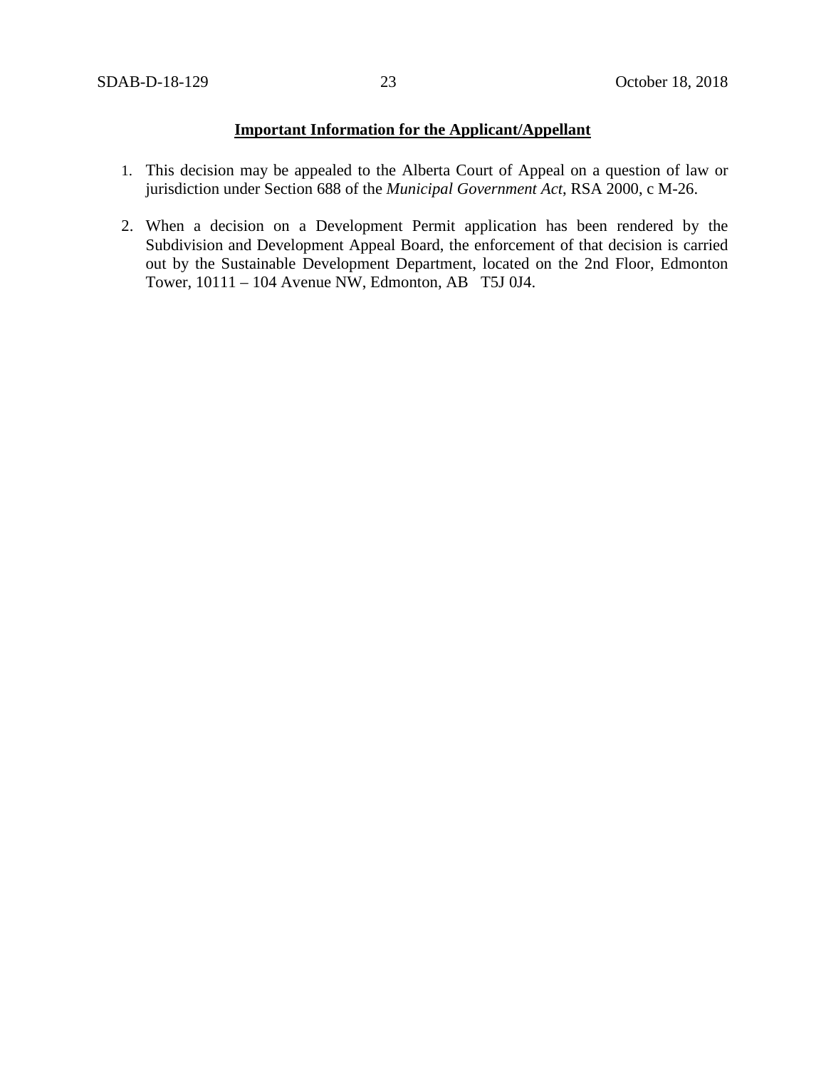**Important Information for the Applicant/Appellant**

1. This decision may be appealed to the Alberta Court of Appeal on a question of law or jurisdiction under Section 688 of the *Municipal Government Act*, RSA 2000, c M-26.

2. When a decision on a Development Permit application has been rendered by the Subdivision and Development Appeal Board, the enforcement of that decision is carried out by the Sustainable Development Department, located on the 2nd Floor, Edmonton Tower, 10111 – 104 Avenue NW, Edmonton, AB T5J 0J4.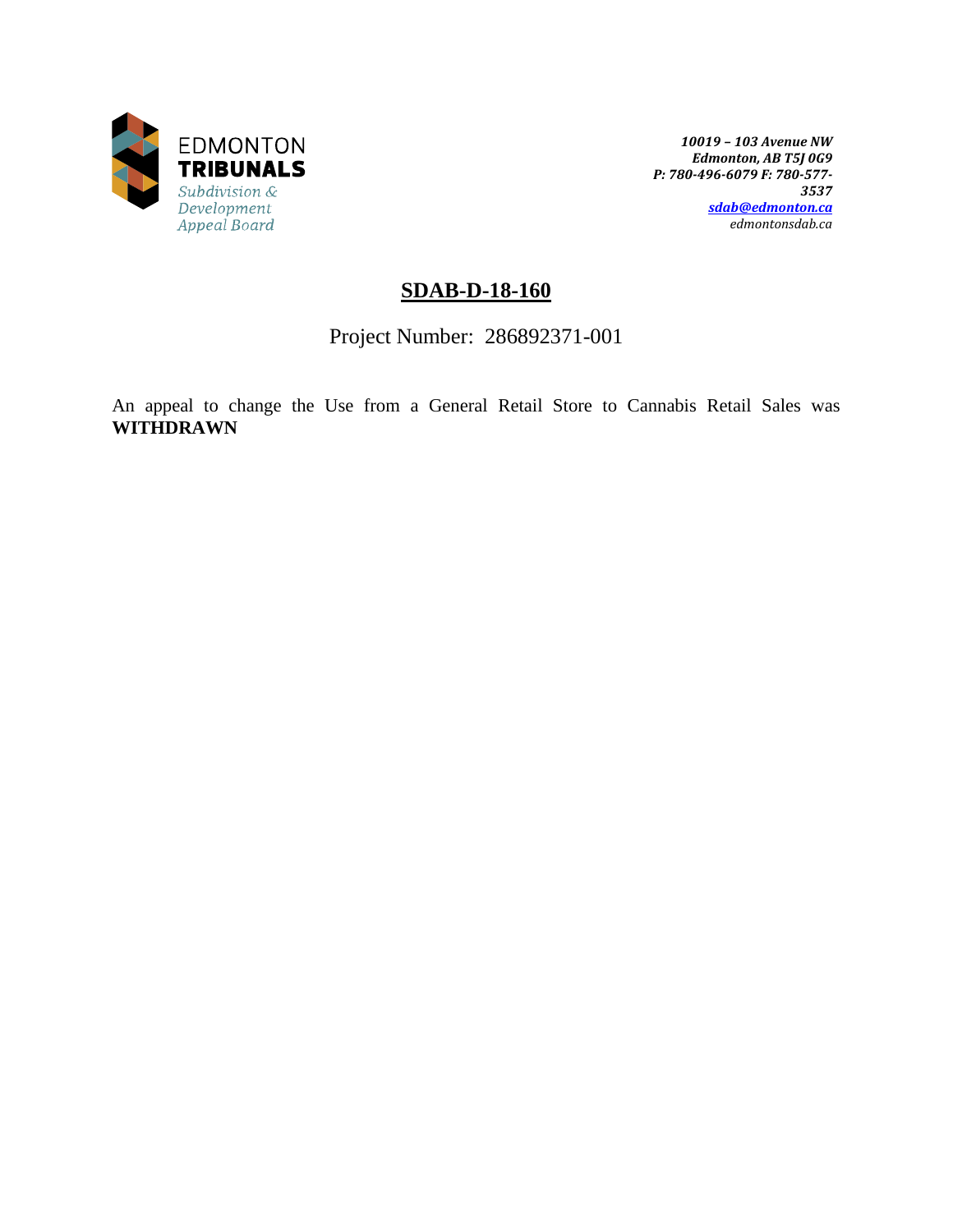EDMONTON
**TRIBUNALS**
*Subdivision & Development Appeal Board*

*10019 – 103 Avenue NW*
*Edmonton, AB T5J 0G9*
*P: 780-496-6079 F: 780-577-3537*
*sdab@edmonton.ca*
*edmontonsdab.ca*

# SDAB-D-18-160

Project Number: 286892371-001

An appeal to change the Use from a General Retail Store to Cannabis Retail Sales was **WITHDRAWN**